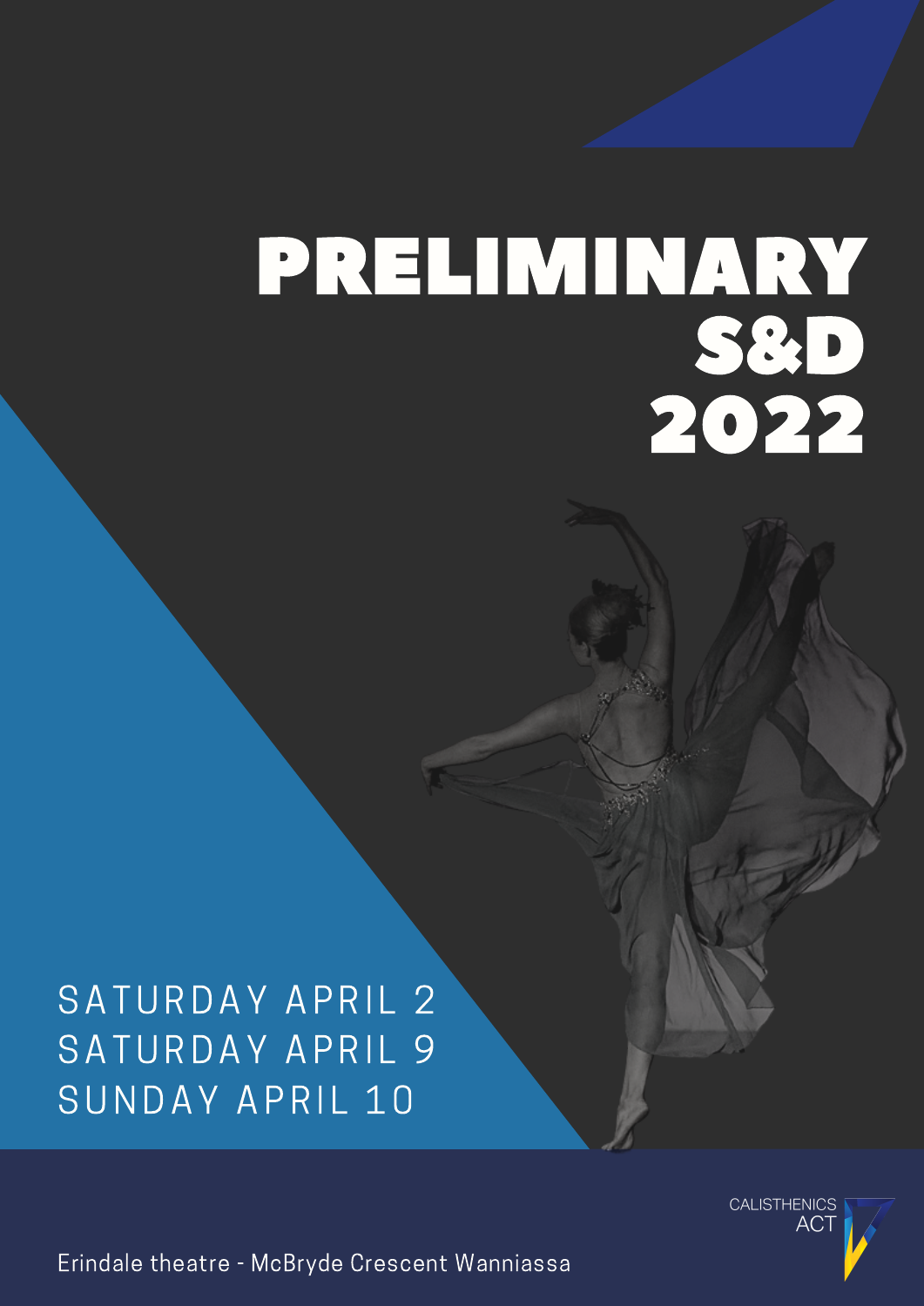# PRELIMINARY S&D 2022

SATURDAY APRIL 2
SATURDAY APRIL 9
SUNDAY APRIL 10

CALISTHENICS ACT

Erindale theatre - McBryde Crescent Wanniassa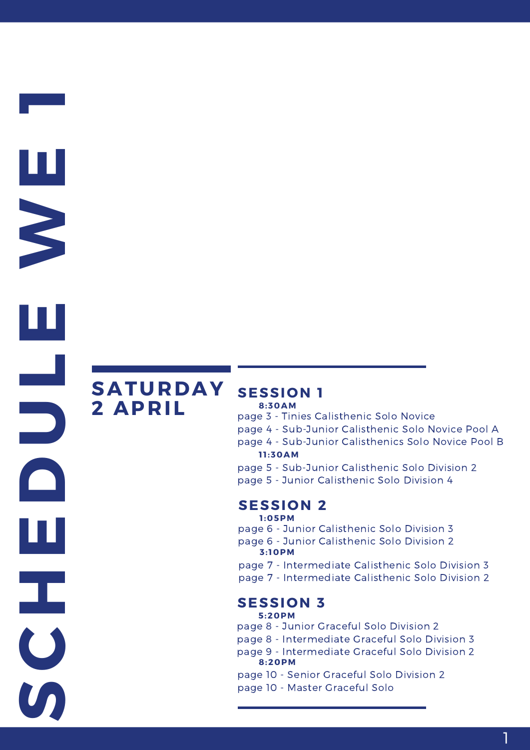# SCHEDULE WE 1

## SATURDAY 2 APRIL

### SESSION 1

**8:30AM**

page 3 - Tinies Calisthenic Solo Novice
page 4 - Sub-Junior Calisthenic Solo Novice Pool A
page 4 - Sub-Junior Calisthenics Solo Novice Pool B

**11:30AM**

page 5 - Sub-Junior Calisthenic Solo Division 2
page 5 - Junior Calisthenic Solo Division 4

### SESSION 2

**1:05PM**

page 6 - Junior Calisthenic Solo Division 3
page 6 - Junior Calisthenic Solo Division 2

**3:10PM**

page 7 - Intermediate Calisthenic Solo Division 3
page 7 - Intermediate Calisthenic Solo Division 2

### SESSION 3

**5:20PM**

page 8 - Junior Graceful Solo Division 2
page 8 - Intermediate Graceful Solo Division 3
page 9 - Intermediate Graceful Solo Division 2

**8:20PM**

page 10 - Senior Graceful Solo Division 2
page 10 - Master Graceful Solo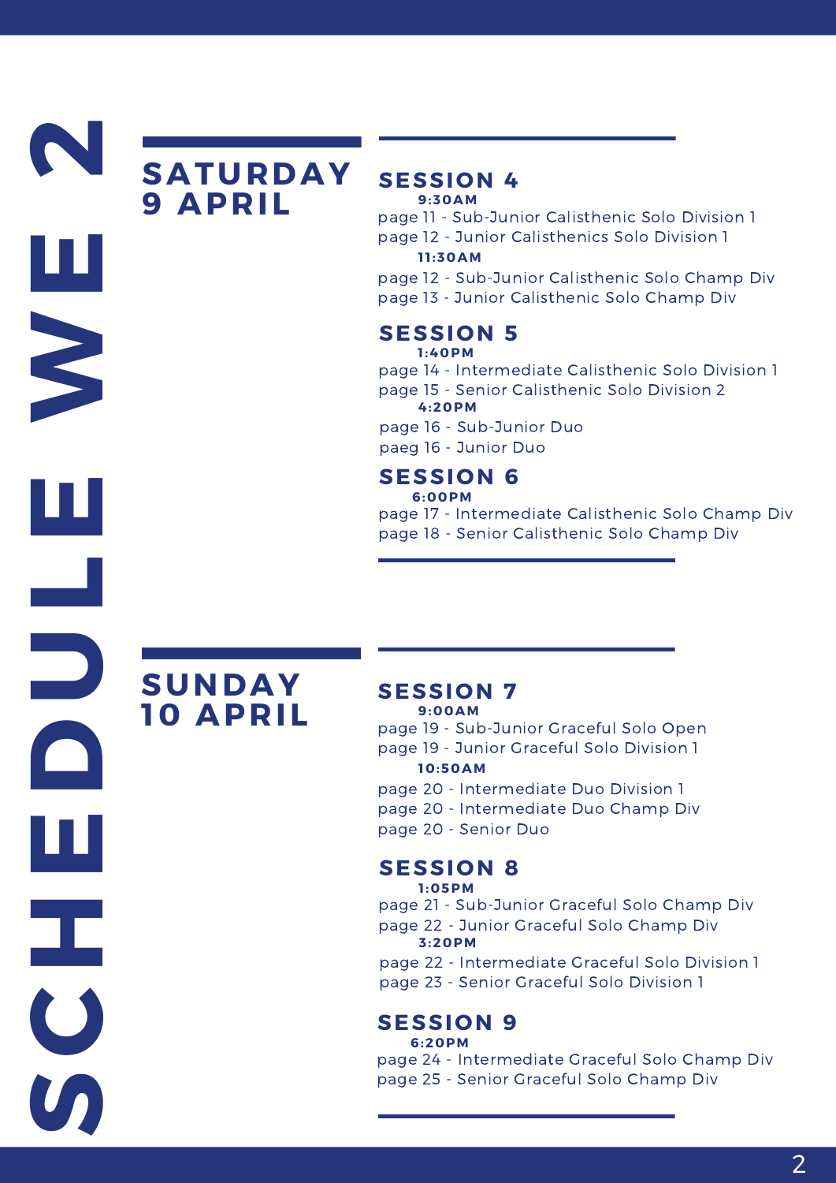# SCHEDULE WE 2

## SATURDAY 9 APRIL

### SESSION 4

**9:30AM**

page 11 - Sub-Junior Calisthenic Solo Division 1
page 12 - Junior Calisthenics Solo Division 1

**11:30AM**

page 12 - Sub-Junior Calisthenic Solo Champ Div
page 13 - Junior Calisthenic Solo Champ Div

### SESSION 5

**1:40PM**

page 14 - Intermediate Calisthenic Solo Division 1
page 15 - Senior Calisthenic Solo Division 2

**4:20PM**

page 16 - Sub-Junior Duo
paeg 16 - Junior Duo

### SESSION 6

**6:00PM**

page 17 - Intermediate Calisthenic Solo Champ Div
page 18 - Senior Calisthenic Solo Champ Div

## SUNDAY 10 APRIL

### SESSION 7

**9:00AM**

page 19 - Sub-Junior Graceful Solo Open
page 19 - Junior Graceful Solo Division 1

**10:50AM**

page 20 - Intermediate Duo Division 1
page 20 - Intermediate Duo Champ Div
page 20 - Senior Duo

### SESSION 8

**1:05PM**

page 21 - Sub-Junior Graceful Solo Champ Div
page 22 - Junior Graceful Solo Champ Div

**3:20PM**

page 22 - Intermediate Graceful Solo Division 1
page 23 - Senior Graceful Solo Division 1

### SESSION 9

**6:20PM**

page 24 - Intermediate Graceful Solo Champ Div
page 25 - Senior Graceful Solo Champ Div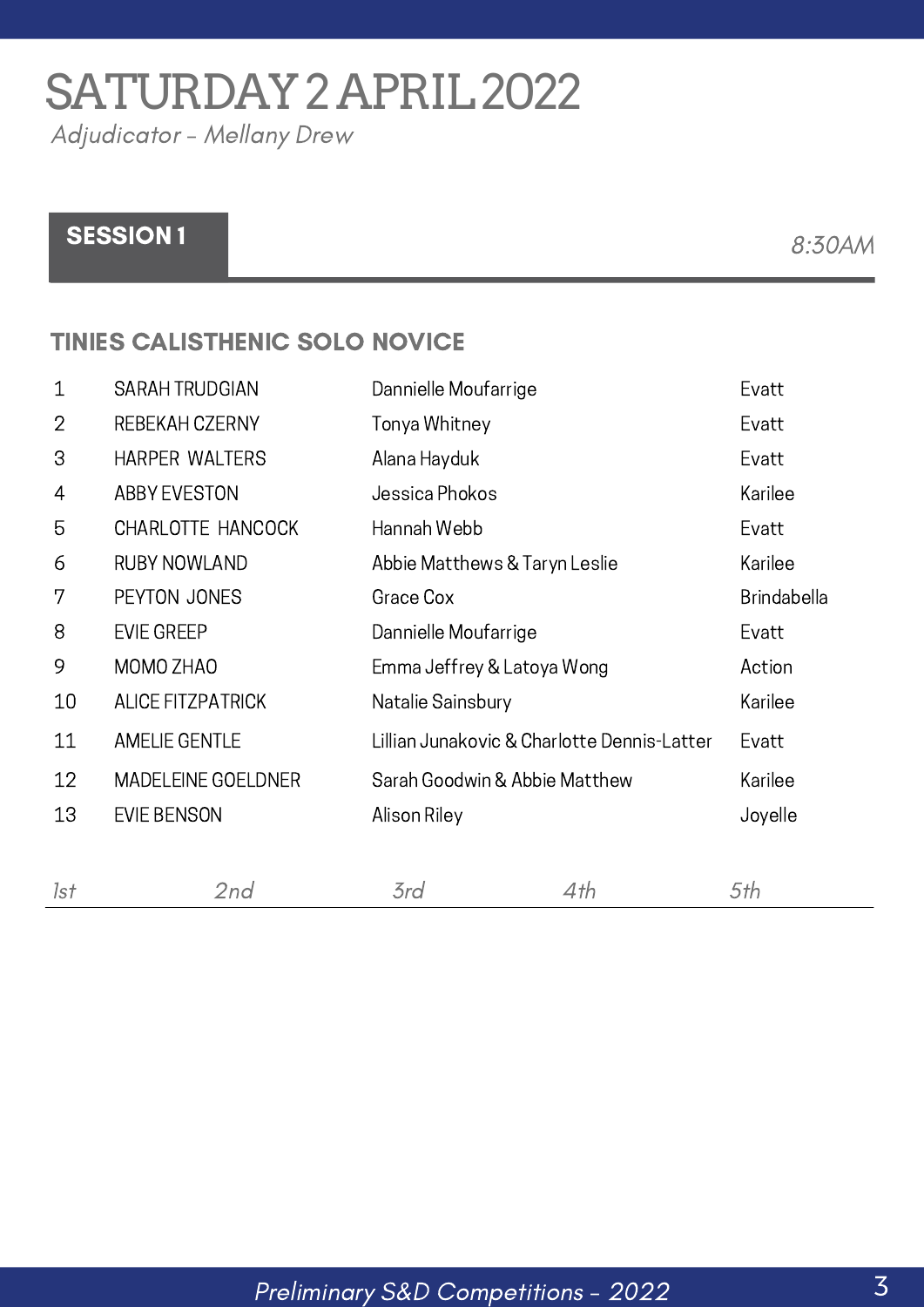# SATURDAY 2 APRIL 2022

*Adjudicator - Mellany Drew*

## SESSION 1

*8:30AM*

### TINIES CALISTHENIC SOLO NOVICE

| | | | |
|---|---|---|---|
| 1 | SARAH TRUDGIAN | Dannielle Moufarrige | Evatt |
| 2 | REBEKAH CZERNY | Tonya Whitney | Evatt |
| 3 | HARPER WALTERS | Alana Hayduk | Evatt |
| 4 | ABBY EVESTON | Jessica Phokos | Karilee |
| 5 | CHARLOTTE HANCOCK | Hannah Webb | Evatt |
| 6 | RUBY NOWLAND | Abbie Matthews & Taryn Leslie | Karilee |
| 7 | PEYTON JONES | Grace Cox | Brindabella |
| 8 | EVIE GREEP | Dannielle Moufarrige | Evatt |
| 9 | MOMO ZHAO | Emma Jeffrey & Latoya Wong | Action |
| 10 | ALICE FITZPATRICK | Natalie Sainsbury | Karilee |
| 11 | AMELIE GENTLE | Lillian Junakovic & Charlotte Dennis-Latter | Evatt |
| 12 | MADELEINE GOELDNER | Sarah Goodwin & Abbie Matthew | Karilee |
| 13 | EVIE BENSON | Alison Riley | Joyelle |

*1st* *2nd* *3rd* *4th* *5th*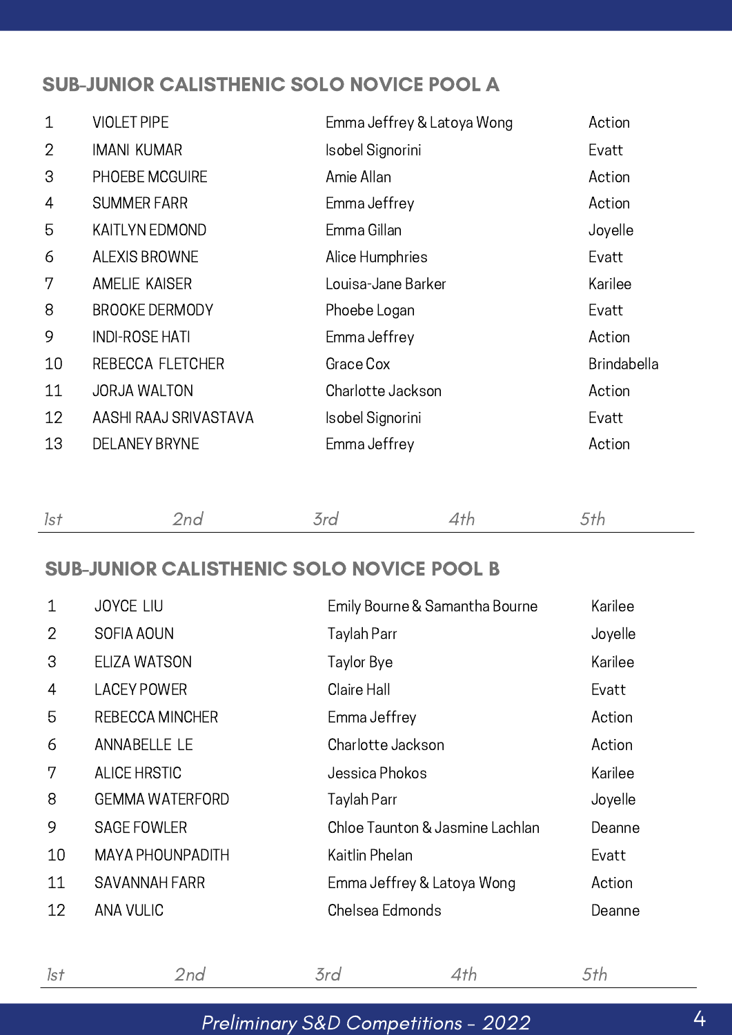## SUB-JUNIOR CALISTHENIC SOLO NOVICE POOL A

| | | | |
|---|---|---|---|
| 1 | VIOLET PIPE | Emma Jeffrey & Latoya Wong | Action |
| 2 | IMANI KUMAR | Isobel Signorini | Evatt |
| 3 | PHOEBE MCGUIRE | Amie Allan | Action |
| 4 | SUMMER FARR | Emma Jeffrey | Action |
| 5 | KAITLYN EDMOND | Emma Gillan | Joyelle |
| 6 | ALEXIS BROWNE | Alice Humphries | Evatt |
| 7 | AMELIE KAISER | Louisa-Jane Barker | Karilee |
| 8 | BROOKE DERMODY | Phoebe Logan | Evatt |
| 9 | INDI-ROSE HATI | Emma Jeffrey | Action |
| 10 | REBECCA FLETCHER | Grace Cox | Brindabella |
| 11 | JORJA WALTON | Charlotte Jackson | Action |
| 12 | AASHI RAAJ SRIVASTAVA | Isobel Signorini | Evatt |
| 13 | DELANEY BRYNE | Emma Jeffrey | Action |

*1st* *2nd* *3rd* *4th* *5th*

## SUB-JUNIOR CALISTHENIC SOLO NOVICE POOL B

| | | | |
|---|---|---|---|
| 1 | JOYCE LIU | Emily Bourne & Samantha Bourne | Karilee |
| 2 | SOFIA AOUN | Taylah Parr | Joyelle |
| 3 | ELIZA WATSON | Taylor Bye | Karilee |
| 4 | LACEY POWER | Claire Hall | Evatt |
| 5 | REBECCA MINCHER | Emma Jeffrey | Action |
| 6 | ANNABELLE LE | Charlotte Jackson | Action |
| 7 | ALICE HRSTIC | Jessica Phokos | Karilee |
| 8 | GEMMA WATERFORD | Taylah Parr | Joyelle |
| 9 | SAGE FOWLER | Chloe Taunton & Jasmine Lachlan | Deanne |
| 10 | MAYA PHOUNPADITH | Kaitlin Phelan | Evatt |
| 11 | SAVANNAH FARR | Emma Jeffrey & Latoya Wong | Action |
| 12 | ANA VULIC | Chelsea Edmonds | Deanne |

*1st* *2nd* *3rd* *4th* *5th*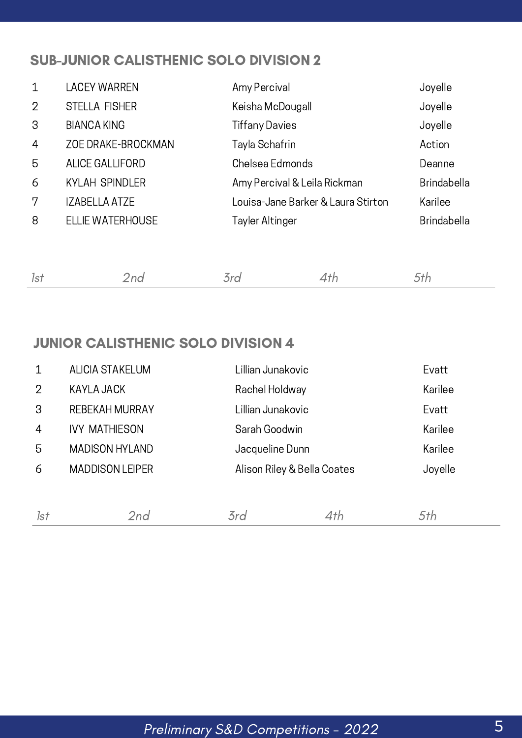## SUB-JUNIOR CALISTHENIC SOLO DIVISION 2

| | | | |
|---|---|---|---|
| 1 | LACEY WARREN | Amy Percival | Joyelle |
| 2 | STELLA FISHER | Keisha McDougall | Joyelle |
| 3 | BIANCA KING | Tiffany Davies | Joyelle |
| 4 | ZOE DRAKE-BROCKMAN | Tayla Schafrin | Action |
| 5 | ALICE GALLIFORD | Chelsea Edmonds | Deanne |
| 6 | KYLAH SPINDLER | Amy Percival & Leila Rickman | Brindabella |
| 7 | IZABELLA ATZE | Louisa-Jane Barker & Laura Stirton | Karilee |
| 8 | ELLIE WATERHOUSE | Tayler Altinger | Brindabella |

*1st* *2nd* *3rd* *4th* *5th*

## JUNIOR CALISTHENIC SOLO DIVISION 4

| | | | |
|---|---|---|---|
| 1 | ALICIA STAKELUM | Lillian Junakovic | Evatt |
| 2 | KAYLA JACK | Rachel Holdway | Karilee |
| 3 | REBEKAH MURRAY | Lillian Junakovic | Evatt |
| 4 | IVY MATHIESON | Sarah Goodwin | Karilee |
| 5 | MADISON HYLAND | Jacqueline Dunn | Karilee |
| 6 | MADDISON LEIPER | Alison Riley & Bella Coates | Joyelle |

*1st* *2nd* *3rd* *4th* *5th*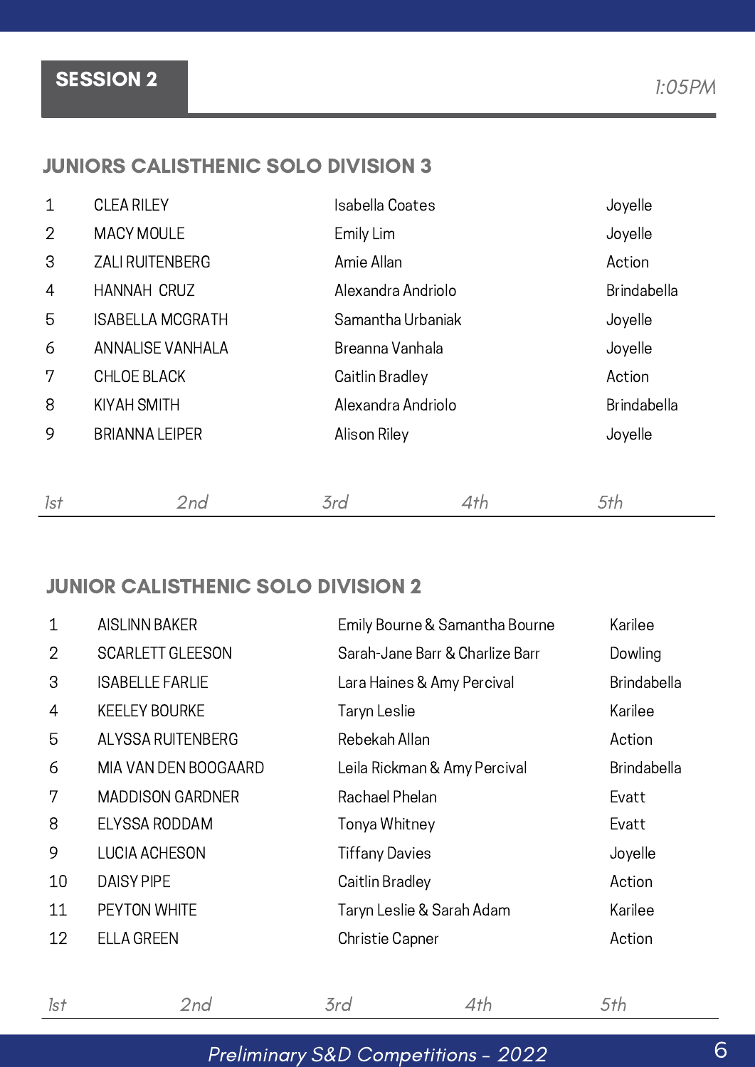## SESSION 2

*1:05PM*

### JUNIORS CALISTHENIC SOLO DIVISION 3

| | | | |
|---|---|---|---|
| 1 | CLEA RILEY | Isabella Coates | Joyelle |
| 2 | MACY MOULE | Emily Lim | Joyelle |
| 3 | ZALI RUITENBERG | Amie Allan | Action |
| 4 | HANNAH CRUZ | Alexandra Andriolo | Brindabella |
| 5 | ISABELLA MCGRATH | Samantha Urbaniak | Joyelle |
| 6 | ANNALISE VANHALA | Breanna Vanhala | Joyelle |
| 7 | CHLOE BLACK | Caitlin Bradley | Action |
| 8 | KIYAH SMITH | Alexandra Andriolo | Brindabella |
| 9 | BRIANNA LEIPER | Alison Riley | Joyelle |

*1st* *2nd* *3rd* *4th* *5th*

### JUNIOR CALISTHENIC SOLO DIVISION 2

| | | | |
|---|---|---|---|
| 1 | AISLINN BAKER | Emily Bourne & Samantha Bourne | Karilee |
| 2 | SCARLETT GLEESON | Sarah-Jane Barr & Charlize Barr | Dowling |
| 3 | ISABELLE FARLIE | Lara Haines & Amy Percival | Brindabella |
| 4 | KEELEY BOURKE | Taryn Leslie | Karilee |
| 5 | ALYSSA RUITENBERG | Rebekah Allan | Action |
| 6 | MIA VAN DEN BOOGAARD | Leila Rickman & Amy Percival | Brindabella |
| 7 | MADDISON GARDNER | Rachael Phelan | Evatt |
| 8 | ELYSSA RODDAM | Tonya Whitney | Evatt |
| 9 | LUCIA ACHESON | Tiffany Davies | Joyelle |
| 10 | DAISY PIPE | Caitlin Bradley | Action |
| 11 | PEYTON WHITE | Taryn Leslie & Sarah Adam | Karilee |
| 12 | ELLA GREEN | Christie Capner | Action |

*1st* *2nd* *3rd* *4th* *5th*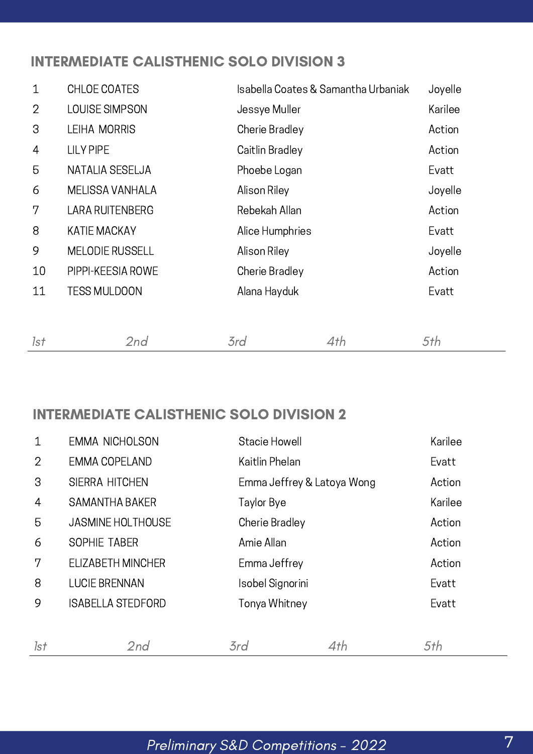## INTERMEDIATE CALISTHENIC SOLO DIVISION 3

| | | | |
|---|---|---|---|
| 1 | CHLOE COATES | Isabella Coates & Samantha Urbaniak | Joyelle |
| 2 | LOUISE SIMPSON | Jessye Muller | Karilee |
| 3 | LEIHA MORRIS | Cherie Bradley | Action |
| 4 | LILY PIPE | Caitlin Bradley | Action |
| 5 | NATALIA SESELJA | Phoebe Logan | Evatt |
| 6 | MELISSA VANHALA | Alison Riley | Joyelle |
| 7 | LARA RUITENBERG | Rebekah Allan | Action |
| 8 | KATIE MACKAY | Alice Humphries | Evatt |
| 9 | MELODIE RUSSELL | Alison Riley | Joyelle |
| 10 | PIPPI-KEESIA ROWE | Cherie Bradley | Action |
| 11 | TESS MULDOON | Alana Hayduk | Evatt |

*1st* *2nd* *3rd* *4th* *5th*

## INTERMEDIATE CALISTHENIC SOLO DIVISION 2

| | | | |
|---|---|---|---|
| 1 | EMMA NICHOLSON | Stacie Howell | Karilee |
| 2 | EMMA COPELAND | Kaitlin Phelan | Evatt |
| 3 | SIERRA HITCHEN | Emma Jeffrey & Latoya Wong | Action |
| 4 | SAMANTHA BAKER | Taylor Bye | Karilee |
| 5 | JASMINE HOLTHOUSE | Cherie Bradley | Action |
| 6 | SOPHIE TABER | Amie Allan | Action |
| 7 | ELIZABETH MINCHER | Emma Jeffrey | Action |
| 8 | LUCIE BRENNAN | Isobel Signorini | Evatt |
| 9 | ISABELLA STEDFORD | Tonya Whitney | Evatt |

*1st* *2nd* *3rd* *4th* *5th*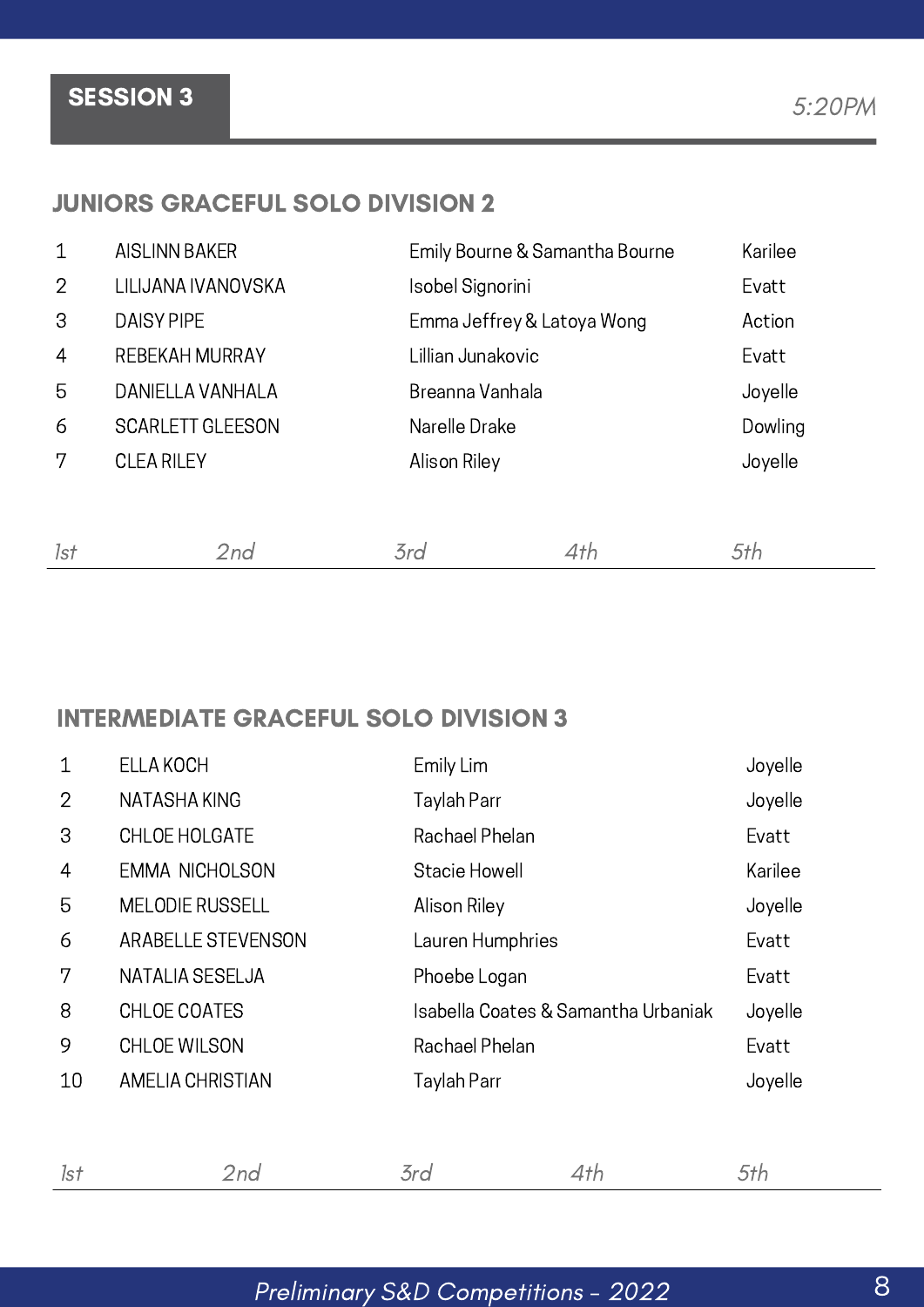## SESSION 3

*5:20PM*

### JUNIORS GRACEFUL SOLO DIVISION 2

| | | | |
|---|---|---|---|
| 1 | AISLINN BAKER | Emily Bourne & Samantha Bourne | Karilee |
| 2 | LILIJANA IVANOVSKA | Isobel Signorini | Evatt |
| 3 | DAISY PIPE | Emma Jeffrey & Latoya Wong | Action |
| 4 | REBEKAH MURRAY | Lillian Junakovic | Evatt |
| 5 | DANIELLA VANHALA | Breanna Vanhala | Joyelle |
| 6 | SCARLETT GLEESON | Narelle Drake | Dowling |
| 7 | CLEA RILEY | Alison Riley | Joyelle |

*1st* *2nd* *3rd* *4th* *5th*

### INTERMEDIATE GRACEFUL SOLO DIVISION 3

| | | | |
|---|---|---|---|
| 1 | ELLA KOCH | Emily Lim | Joyelle |
| 2 | NATASHA KING | Taylah Parr | Joyelle |
| 3 | CHLOE HOLGATE | Rachael Phelan | Evatt |
| 4 | EMMA NICHOLSON | Stacie Howell | Karilee |
| 5 | MELODIE RUSSELL | Alison Riley | Joyelle |
| 6 | ARABELLE STEVENSON | Lauren Humphries | Evatt |
| 7 | NATALIA SESELJA | Phoebe Logan | Evatt |
| 8 | CHLOE COATES | Isabella Coates & Samantha Urbaniak | Joyelle |
| 9 | CHLOE WILSON | Rachael Phelan | Evatt |
| 10 | AMELIA CHRISTIAN | Taylah Parr | Joyelle |

*1st* *2nd* *3rd* *4th* *5th*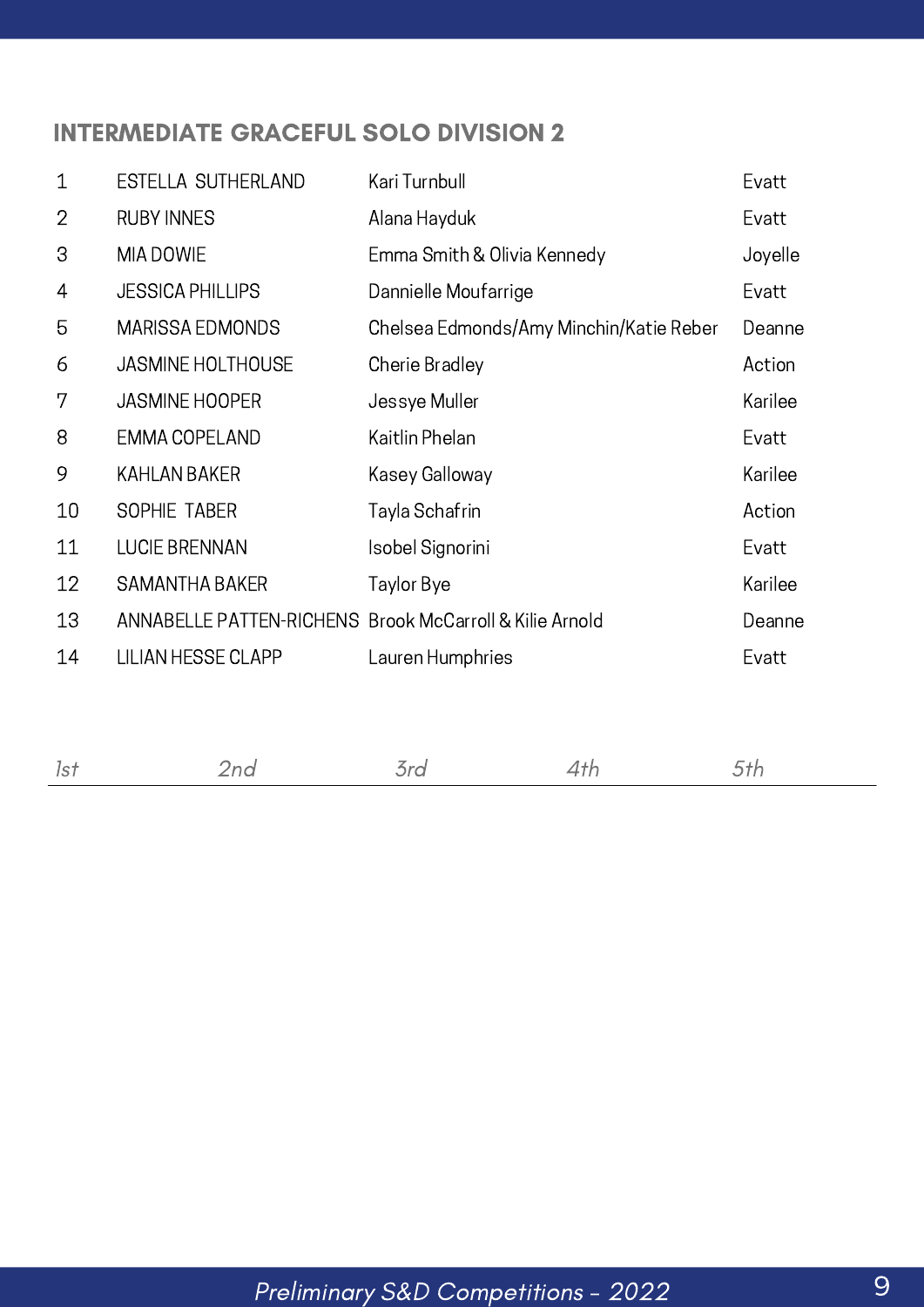## INTERMEDIATE GRACEFUL SOLO DIVISION 2

| | | | |
|---|---|---|---|
| 1 | ESTELLA SUTHERLAND | Kari Turnbull | Evatt |
| 2 | RUBY INNES | Alana Hayduk | Evatt |
| 3 | MIA DOWIE | Emma Smith & Olivia Kennedy | Joyelle |
| 4 | JESSICA PHILLIPS | Dannielle Moufarrige | Evatt |
| 5 | MARISSA EDMONDS | Chelsea Edmonds/Amy Minchin/Katie Reber | Deanne |
| 6 | JASMINE HOLTHOUSE | Cherie Bradley | Action |
| 7 | JASMINE HOOPER | Jessye Muller | Karilee |
| 8 | EMMA COPELAND | Kaitlin Phelan | Evatt |
| 9 | KAHLAN BAKER | Kasey Galloway | Karilee |
| 10 | SOPHIE TABER | Tayla Schafrin | Action |
| 11 | LUCIE BRENNAN | Isobel Signorini | Evatt |
| 12 | SAMANTHA BAKER | Taylor Bye | Karilee |
| 13 | ANNABELLE PATTEN-RICHENS | Brook McCarroll & Kilie Arnold | Deanne |
| 14 | LILIAN HESSE CLAPP | Lauren Humphries | Evatt |

*1st* *2nd* *3rd* *4th* *5th*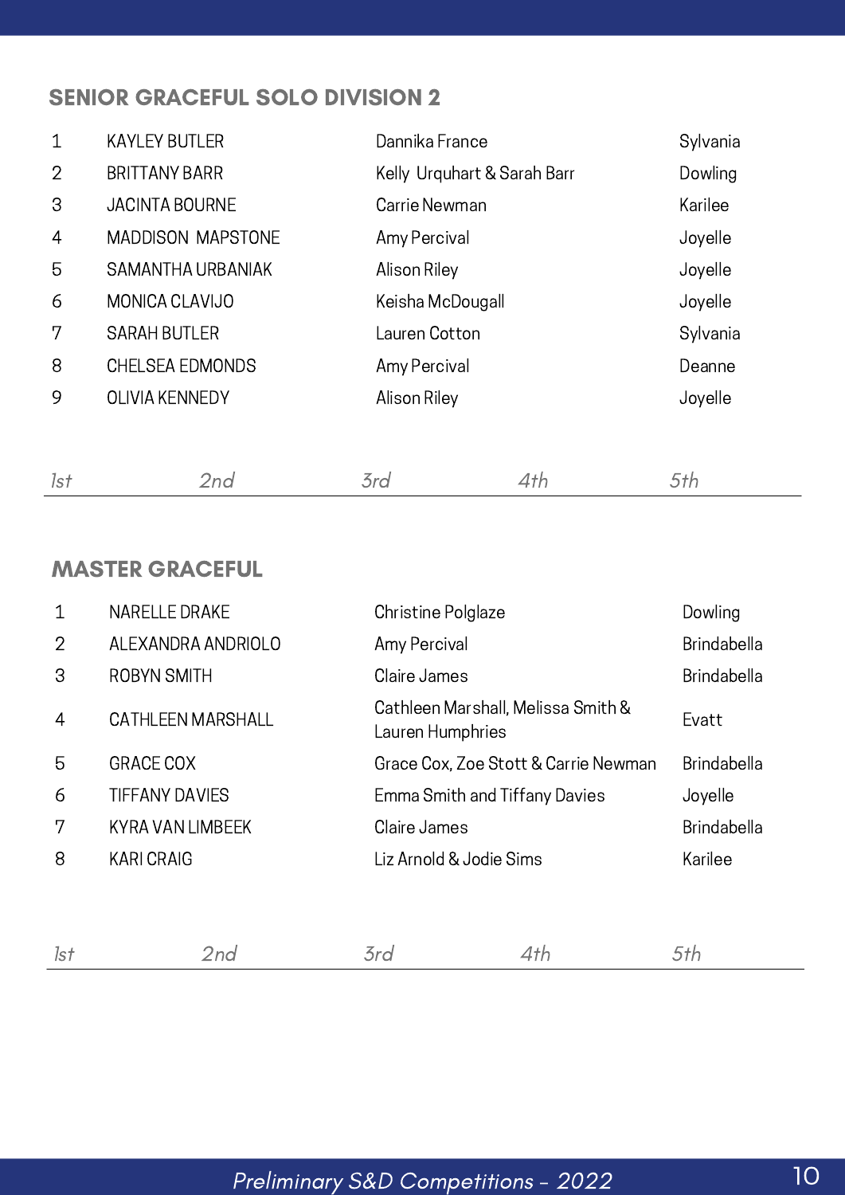## SENIOR GRACEFUL SOLO DIVISION 2

| | | | |
|---|---|---|---|
| 1 | KAYLEY BUTLER | Dannika France | Sylvania |
| 2 | BRITTANY BARR | Kelly Urquhart & Sarah Barr | Dowling |
| 3 | JACINTA BOURNE | Carrie Newman | Karilee |
| 4 | MADDISON MAPSTONE | Amy Percival | Joyelle |
| 5 | SAMANTHA URBANIAK | Alison Riley | Joyelle |
| 6 | MONICA CLAVIJO | Keisha McDougall | Joyelle |
| 7 | SARAH BUTLER | Lauren Cotton | Sylvania |
| 8 | CHELSEA EDMONDS | Amy Percival | Deanne |
| 9 | OLIVIA KENNEDY | Alison Riley | Joyelle |

*1st* *2nd* *3rd* *4th* *5th*

---

## MASTER GRACEFUL

| | | | |
|---|---|---|---|
| 1 | NARELLE DRAKE | Christine Polglaze | Dowling |
| 2 | ALEXANDRA ANDRIOLO | Amy Percival | Brindabella |
| 3 | ROBYN SMITH | Claire James | Brindabella |
| 4 | CATHLEEN MARSHALL | Cathleen Marshall, Melissa Smith & Lauren Humphries | Evatt |
| 5 | GRACE COX | Grace Cox, Zoe Stott & Carrie Newman | Brindabella |
| 6 | TIFFANY DAVIES | Emma Smith and Tiffany Davies | Joyelle |
| 7 | KYRA VAN LIMBEEK | Claire James | Brindabella |
| 8 | KARI CRAIG | Liz Arnold & Jodie Sims | Karilee |

*1st* *2nd* *3rd* *4th* *5th*

---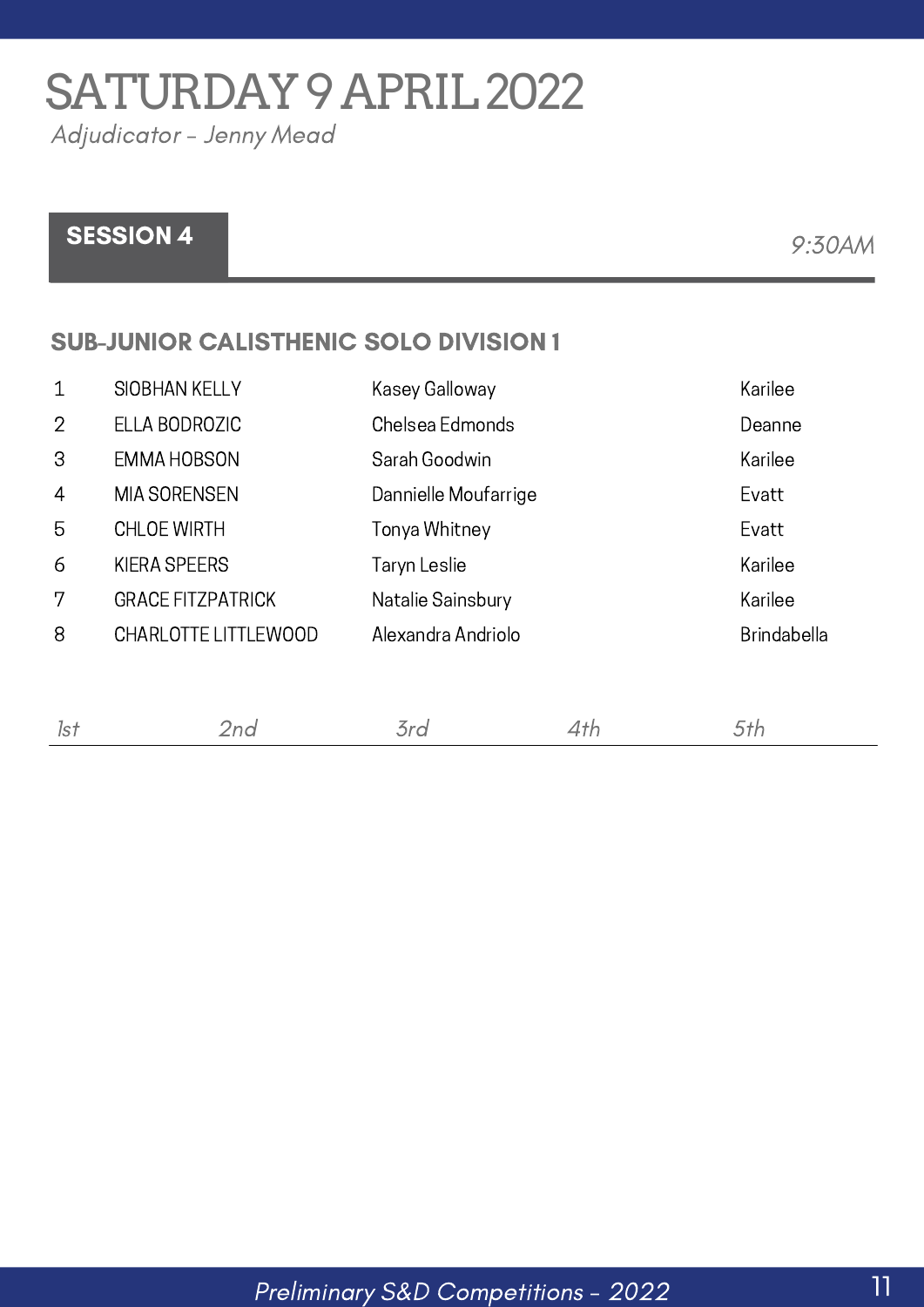# SATURDAY 9 APRIL 2022

*Adjudicator – Jenny Mead*

## SESSION 4

*9:30AM*

### SUB-JUNIOR CALISTHENIC SOLO DIVISION 1

| | | | |
|---|---|---|---|
| 1 | SIOBHAN KELLY | Kasey Galloway | Karilee |
| 2 | ELLA BODROZIC | Chelsea Edmonds | Deanne |
| 3 | EMMA HOBSON | Sarah Goodwin | Karilee |
| 4 | MIA SORENSEN | Dannielle Moufarrige | Evatt |
| 5 | CHLOE WIRTH | Tonya Whitney | Evatt |
| 6 | KIERA SPEERS | Taryn Leslie | Karilee |
| 7 | GRACE FITZPATRICK | Natalie Sainsbury | Karilee |
| 8 | CHARLOTTE LITTLEWOOD | Alexandra Andriolo | Brindabella |

*1st* *2nd* *3rd* *4th* *5th*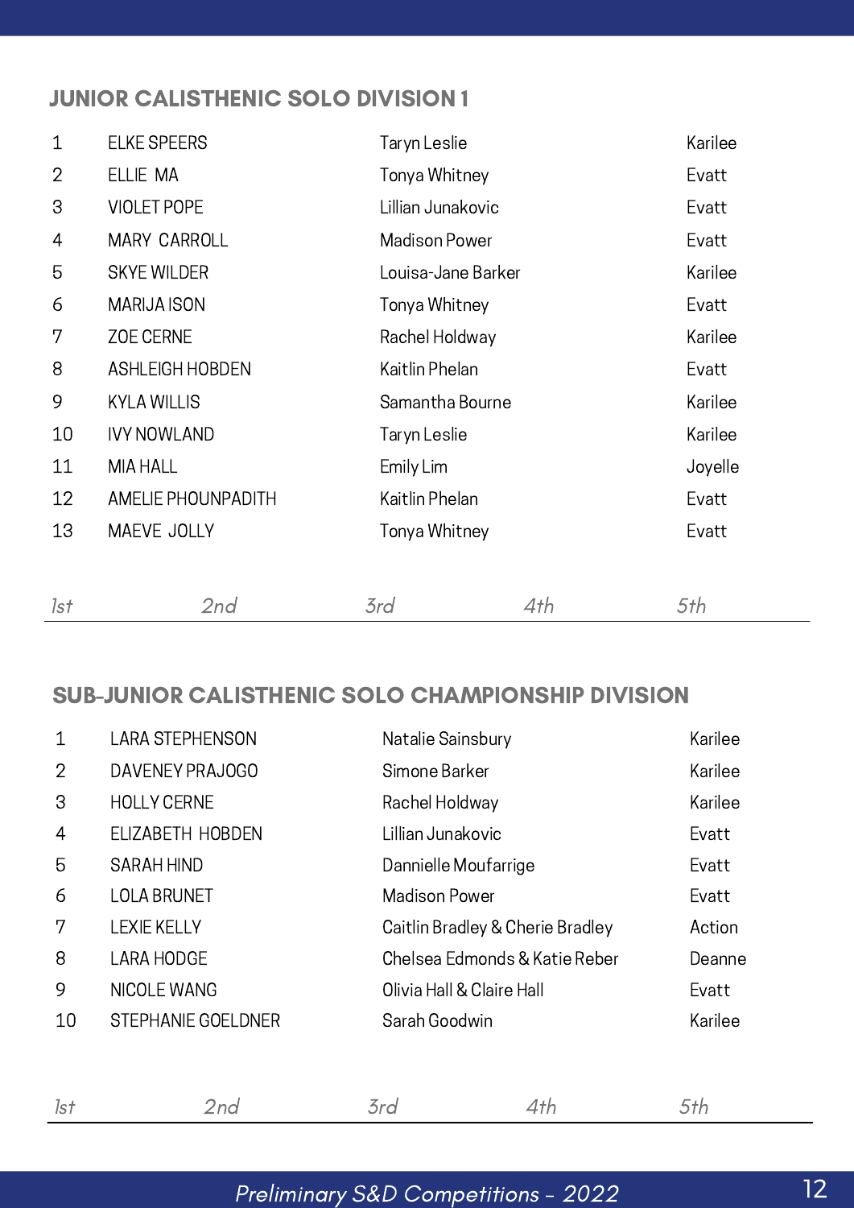## JUNIOR CALISTHENIC SOLO DIVISION 1

| | | | |
|---|---|---|---|
| 1 | ELKE SPEERS | Taryn Leslie | Karilee |
| 2 | ELLIE MA | Tonya Whitney | Evatt |
| 3 | VIOLET POPE | Lillian Junakovic | Evatt |
| 4 | MARY CARROLL | Madison Power | Evatt |
| 5 | SKYE WILDER | Louisa-Jane Barker | Karilee |
| 6 | MARIJA ISON | Tonya Whitney | Evatt |
| 7 | ZOE CERNE | Rachel Holdway | Karilee |
| 8 | ASHLEIGH HOBDEN | Kaitlin Phelan | Evatt |
| 9 | KYLA WILLIS | Samantha Bourne | Karilee |
| 10 | IVY NOWLAND | Taryn Leslie | Karilee |
| 11 | MIA HALL | Emily Lim | Joyelle |
| 12 | AMELIE PHOUNPADITH | Kaitlin Phelan | Evatt |
| 13 | MAEVE JOLLY | Tonya Whitney | Evatt |

*1st* *2nd* *3rd* *4th* *5th*

## SUB-JUNIOR CALISTHENIC SOLO CHAMPIONSHIP DIVISION

| | | | |
|---|---|---|---|
| 1 | LARA STEPHENSON | Natalie Sainsbury | Karilee |
| 2 | DAVENEY PRAJOGO | Simone Barker | Karilee |
| 3 | HOLLY CERNE | Rachel Holdway | Karilee |
| 4 | ELIZABETH HOBDEN | Lillian Junakovic | Evatt |
| 5 | SARAH HIND | Dannielle Moufarrige | Evatt |
| 6 | LOLA BRUNET | Madison Power | Evatt |
| 7 | LEXIE KELLY | Caitlin Bradley & Cherie Bradley | Action |
| 8 | LARA HODGE | Chelsea Edmonds & Katie Reber | Deanne |
| 9 | NICOLE WANG | Olivia Hall & Claire Hall | Evatt |
| 10 | STEPHANIE GOELDNER | Sarah Goodwin | Karilee |

*1st* *2nd* *3rd* *4th* *5th*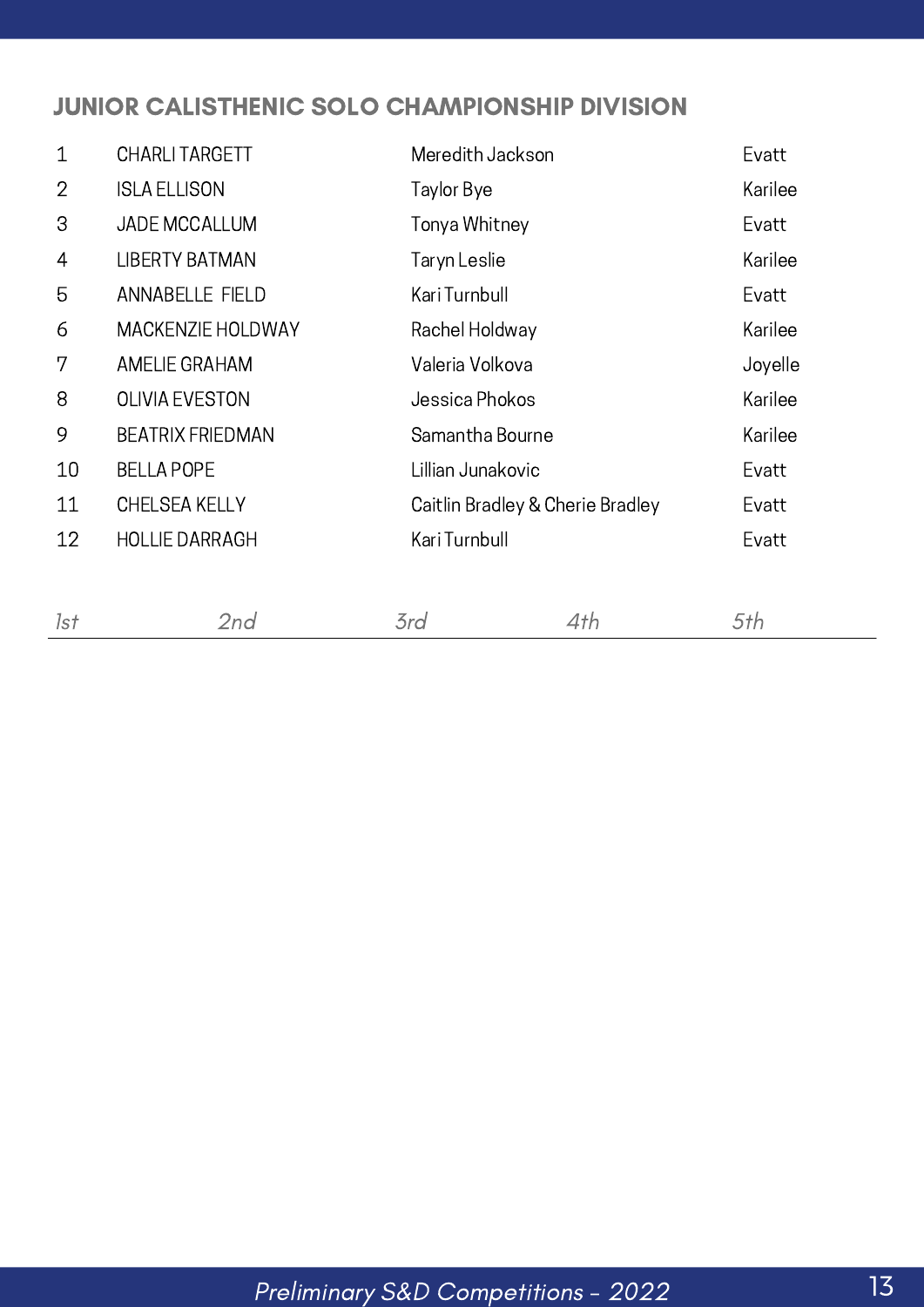## JUNIOR CALISTHENIC SOLO CHAMPIONSHIP DIVISION

| | | | |
|---|---|---|---|
| 1 | CHARLI TARGETT | Meredith Jackson | Evatt |
| 2 | ISLA ELLISON | Taylor Bye | Karilee |
| 3 | JADE MCCALLUM | Tonya Whitney | Evatt |
| 4 | LIBERTY BATMAN | Taryn Leslie | Karilee |
| 5 | ANNABELLE FIELD | Kari Turnbull | Evatt |
| 6 | MACKENZIE HOLDWAY | Rachel Holdway | Karilee |
| 7 | AMELIE GRAHAM | Valeria Volkova | Joyelle |
| 8 | OLIVIA EVESTON | Jessica Phokos | Karilee |
| 9 | BEATRIX FRIEDMAN | Samantha Bourne | Karilee |
| 10 | BELLA POPE | Lillian Junakovic | Evatt |
| 11 | CHELSEA KELLY | Caitlin Bradley & Cherie Bradley | Evatt |
| 12 | HOLLIE DARRAGH | Kari Turnbull | Evatt |

*1st* *2nd* *3rd* *4th* *5th*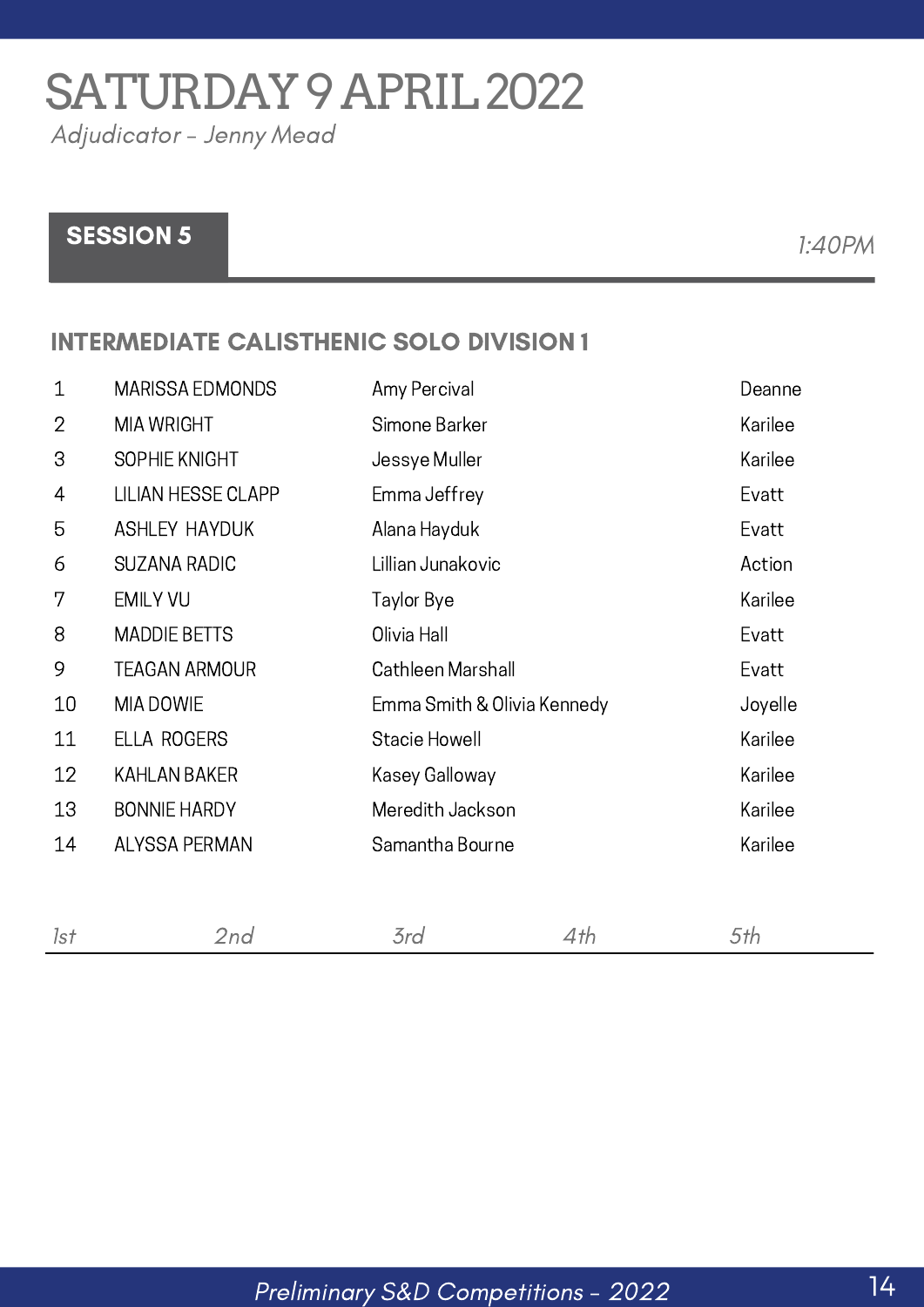# SATURDAY 9 APRIL 2022

*Adjudicator - Jenny Mead*

## SESSION 5

*1:40PM*

### INTERMEDIATE CALISTHENIC SOLO DIVISION 1

| | | | |
|---|---|---|---|
| 1 | MARISSA EDMONDS | Amy Percival | Deanne |
| 2 | MIA WRIGHT | Simone Barker | Karilee |
| 3 | SOPHIE KNIGHT | Jessye Muller | Karilee |
| 4 | LILIAN HESSE CLAPP | Emma Jeffrey | Evatt |
| 5 | ASHLEY HAYDUK | Alana Hayduk | Evatt |
| 6 | SUZANA RADIC | Lillian Junakovic | Action |
| 7 | EMILY VU | Taylor Bye | Karilee |
| 8 | MADDIE BETTS | Olivia Hall | Evatt |
| 9 | TEAGAN ARMOUR | Cathleen Marshall | Evatt |
| 10 | MIA DOWIE | Emma Smith & Olivia Kennedy | Joyelle |
| 11 | ELLA ROGERS | Stacie Howell | Karilee |
| 12 | KAHLAN BAKER | Kasey Galloway | Karilee |
| 13 | BONNIE HARDY | Meredith Jackson | Karilee |
| 14 | ALYSSA PERMAN | Samantha Bourne | Karilee |

*1st* *2nd* *3rd* *4th* *5th*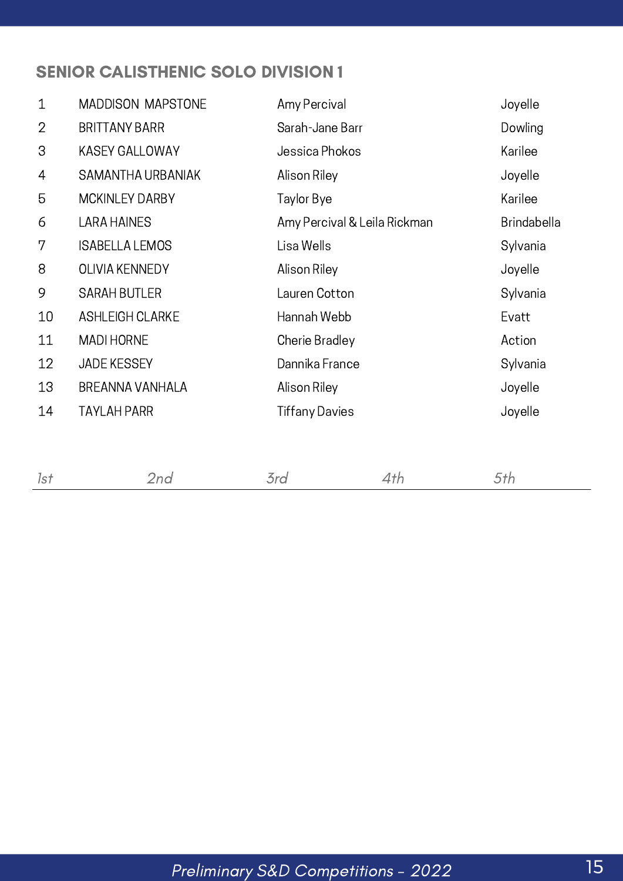## SENIOR CALISTHENIC SOLO DIVISION 1

| | | | |
|---|---|---|---|
| 1 | MADDISON MAPSTONE | Amy Percival | Joyelle |
| 2 | BRITTANY BARR | Sarah-Jane Barr | Dowling |
| 3 | KASEY GALLOWAY | Jessica Phokos | Karilee |
| 4 | SAMANTHA URBANIAK | Alison Riley | Joyelle |
| 5 | MCKINLEY DARBY | Taylor Bye | Karilee |
| 6 | LARA HAINES | Amy Percival & Leila Rickman | Brindabella |
| 7 | ISABELLA LEMOS | Lisa Wells | Sylvania |
| 8 | OLIVIA KENNEDY | Alison Riley | Joyelle |
| 9 | SARAH BUTLER | Lauren Cotton | Sylvania |
| 10 | ASHLEIGH CLARKE | Hannah Webb | Evatt |
| 11 | MADI HORNE | Cherie Bradley | Action |
| 12 | JADE KESSEY | Dannika France | Sylvania |
| 13 | BREANNA VANHALA | Alison Riley | Joyelle |
| 14 | TAYLAH PARR | Tiffany Davies | Joyelle |

| *1st* | *2nd* | *3rd* | *4th* | *5th* |
|---|---|---|---|---|
| | | | | |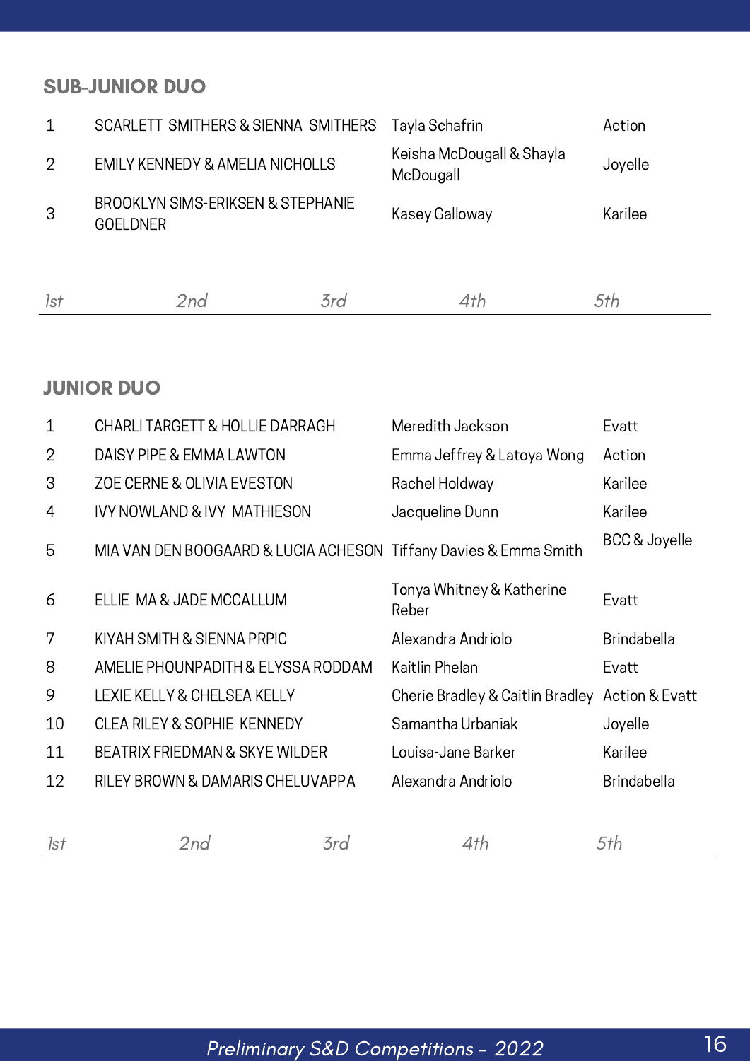## SUB-JUNIOR DUO

| | | | |
|---|---|---|---|
| 1 | SCARLETT SMITHERS & SIENNA SMITHERS | Tayla Schafrin | Action |
| 2 | EMILY KENNEDY & AMELIA NICHOLLS | Keisha McDougall & Shayla McDougall | Joyelle |
| 3 | BROOKLYN SIMS-ERIKSEN & STEPHANIE GOELDNER | Kasey Galloway | Karilee |

*1st* *2nd* *3rd* *4th* *5th*

## JUNIOR DUO

| | | | |
|---|---|---|---|
| 1 | CHARLI TARGETT & HOLLIE DARRAGH | Meredith Jackson | Evatt |
| 2 | DAISY PIPE & EMMA LAWTON | Emma Jeffrey & Latoya Wong | Action |
| 3 | ZOE CERNE & OLIVIA EVESTON | Rachel Holdway | Karilee |
| 4 | IVY NOWLAND & IVY MATHIESON | Jacqueline Dunn | Karilee |
| 5 | MIA VAN DEN BOOGAARD & LUCIA ACHESON | Tiffany Davies & Emma Smith | BCC & Joyelle |
| 6 | ELLIE MA & JADE MCCALLUM | Tonya Whitney & Katherine Reber | Evatt |
| 7 | KIYAH SMITH & SIENNA PRPIC | Alexandra Andriolo | Brindabella |
| 8 | AMELIE PHOUNPADITH & ELYSSA RODDAM | Kaitlin Phelan | Evatt |
| 9 | LEXIE KELLY & CHELSEA KELLY | Cherie Bradley & Caitlin Bradley | Action & Evatt |
| 10 | CLEA RILEY & SOPHIE KENNEDY | Samantha Urbaniak | Joyelle |
| 11 | BEATRIX FRIEDMAN & SKYE WILDER | Louisa-Jane Barker | Karilee |
| 12 | RILEY BROWN & DAMARIS CHELUVAPPA | Alexandra Andriolo | Brindabella |

*1st* *2nd* *3rd* *4th* *5th*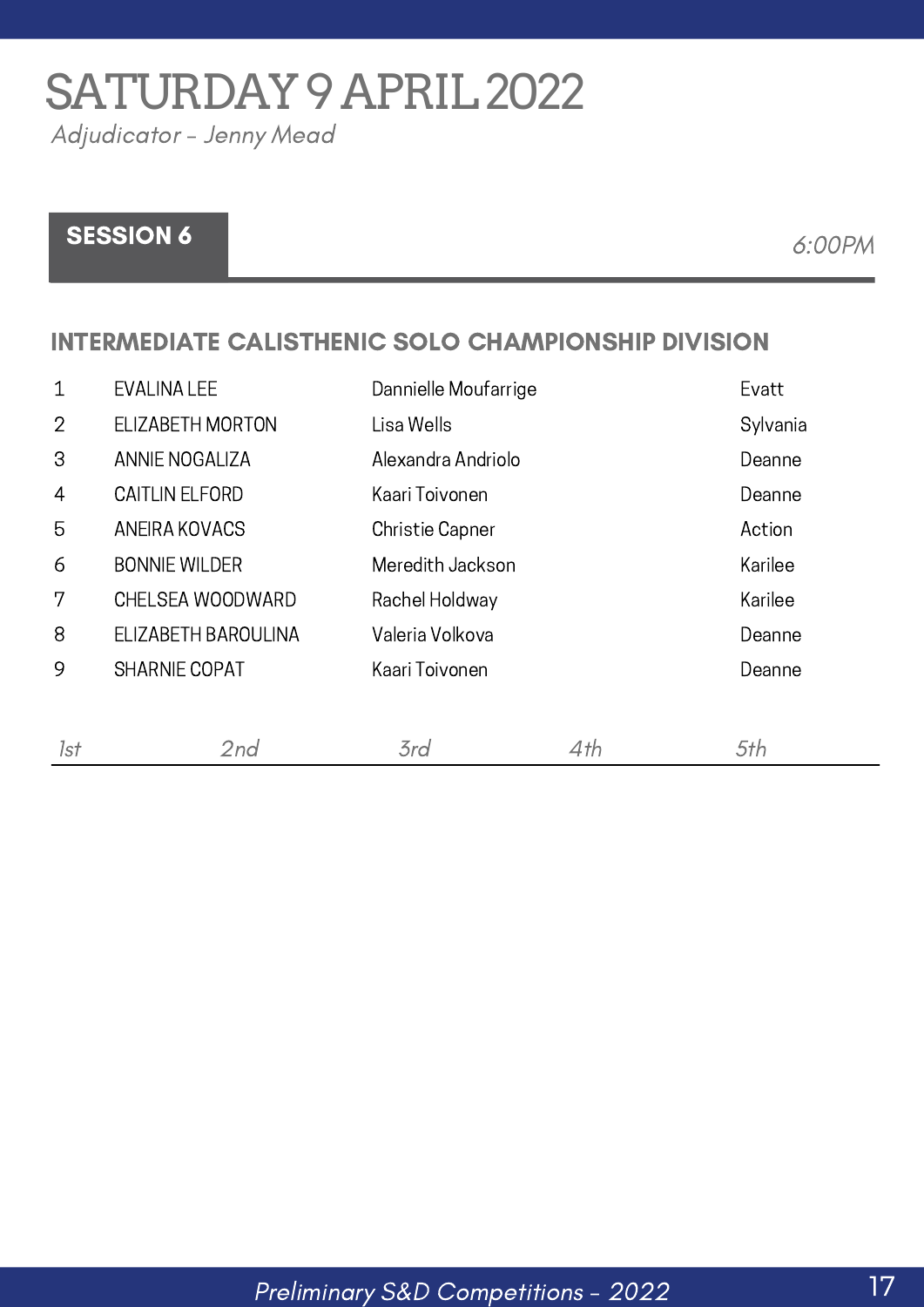# SATURDAY 9 APRIL 2022

*Adjudicator - Jenny Mead*

## SESSION 6

*6:00PM*

### INTERMEDIATE CALISTHENIC SOLO CHAMPIONSHIP DIVISION

| | | | |
|---|---|---|---|
| 1 | EVALINA LEE | Dannielle Moufarrige | Evatt |
| 2 | ELIZABETH MORTON | Lisa Wells | Sylvania |
| 3 | ANNIE NOGALIZA | Alexandra Andriolo | Deanne |
| 4 | CAITLIN ELFORD | Kaari Toivonen | Deanne |
| 5 | ANEIRA KOVACS | Christie Capner | Action |
| 6 | BONNIE WILDER | Meredith Jackson | Karilee |
| 7 | CHELSEA WOODWARD | Rachel Holdway | Karilee |
| 8 | ELIZABETH BAROULINA | Valeria Volkova | Deanne |
| 9 | SHARNIE COPAT | Kaari Toivonen | Deanne |

*1st* *2nd* *3rd* *4th* *5th*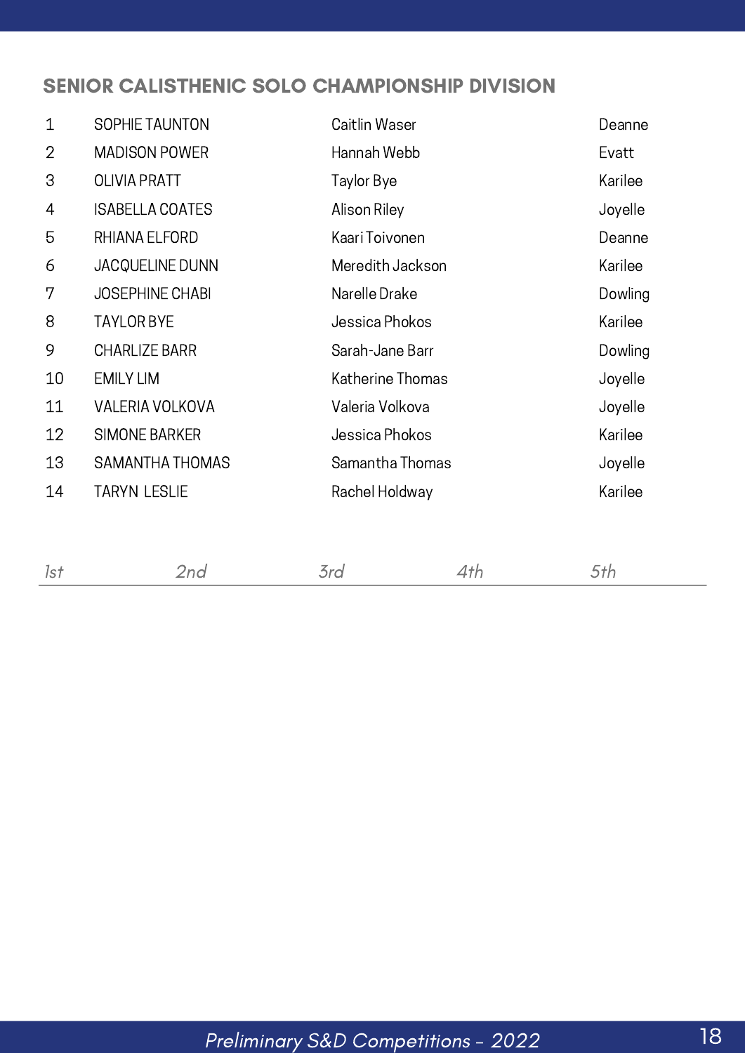## SENIOR CALISTHENIC SOLO CHAMPIONSHIP DIVISION

| | | | |
|---|---|---|---|
| 1 | SOPHIE TAUNTON | Caitlin Waser | Deanne |
| 2 | MADISON POWER | Hannah Webb | Evatt |
| 3 | OLIVIA PRATT | Taylor Bye | Karilee |
| 4 | ISABELLA COATES | Alison Riley | Joyelle |
| 5 | RHIANA ELFORD | Kaari Toivonen | Deanne |
| 6 | JACQUELINE DUNN | Meredith Jackson | Karilee |
| 7 | JOSEPHINE CHABI | Narelle Drake | Dowling |
| 8 | TAYLOR BYE | Jessica Phokos | Karilee |
| 9 | CHARLIZE BARR | Sarah-Jane Barr | Dowling |
| 10 | EMILY LIM | Katherine Thomas | Joyelle |
| 11 | VALERIA VOLKOVA | Valeria Volkova | Joyelle |
| 12 | SIMONE BARKER | Jessica Phokos | Karilee |
| 13 | SAMANTHA THOMAS | Samantha Thomas | Joyelle |
| 14 | TARYN LESLIE | Rachel Holdway | Karilee |

*1st* *2nd* *3rd* *4th* *5th*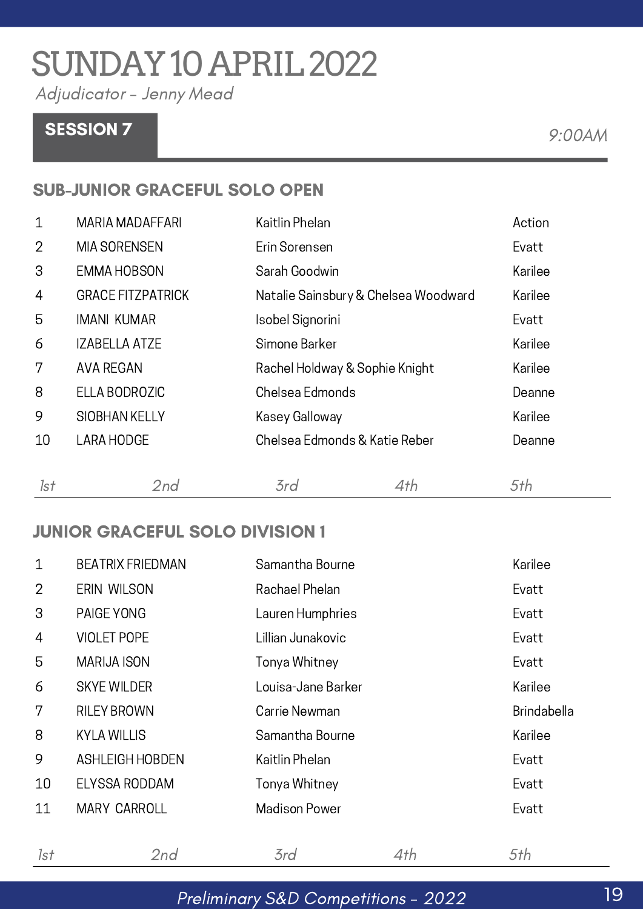# SUNDAY 10 APRIL 2022

*Adjudicator - Jenny Mead*

## SESSION 7

*9:00AM*

### SUB-JUNIOR GRACEFUL SOLO OPEN

| | | | |
|---|---|---|---|
| 1 | MARIA MADAFFARI | Kaitlin Phelan | Action |
| 2 | MIA SORENSEN | Erin Sorensen | Evatt |
| 3 | EMMA HOBSON | Sarah Goodwin | Karilee |
| 4 | GRACE FITZPATRICK | Natalie Sainsbury & Chelsea Woodward | Karilee |
| 5 | IMANI KUMAR | Isobel Signorini | Evatt |
| 6 | IZABELLA ATZE | Simone Barker | Karilee |
| 7 | AVA REGAN | Rachel Holdway & Sophie Knight | Karilee |
| 8 | ELLA BODROZIC | Chelsea Edmonds | Deanne |
| 9 | SIOBHAN KELLY | Kasey Galloway | Karilee |
| 10 | LARA HODGE | Chelsea Edmonds & Katie Reber | Deanne |

*1st* *2nd* *3rd* *4th* *5th*

### JUNIOR GRACEFUL SOLO DIVISION 1

| | | | |
|---|---|---|---|
| 1 | BEATRIX FRIEDMAN | Samantha Bourne | Karilee |
| 2 | ERIN WILSON | Rachael Phelan | Evatt |
| 3 | PAIGE YONG | Lauren Humphries | Evatt |
| 4 | VIOLET POPE | Lillian Junakovic | Evatt |
| 5 | MARIJA ISON | Tonya Whitney | Evatt |
| 6 | SKYE WILDER | Louisa-Jane Barker | Karilee |
| 7 | RILEY BROWN | Carrie Newman | Brindabella |
| 8 | KYLA WILLIS | Samantha Bourne | Karilee |
| 9 | ASHLEIGH HOBDEN | Kaitlin Phelan | Evatt |
| 10 | ELYSSA RODDAM | Tonya Whitney | Evatt |
| 11 | MARY CARROLL | Madison Power | Evatt |

*1st* *2nd* *3rd* *4th* *5th*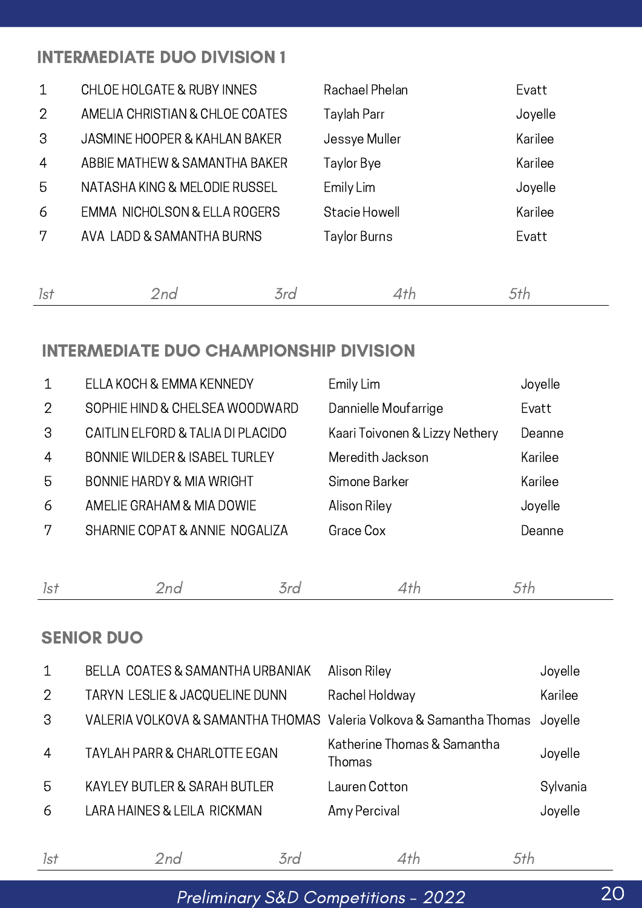## INTERMEDIATE DUO DIVISION 1

| | | | |
|---|---|---|---|
| 1 | CHLOE HOLGATE & RUBY INNES | Rachael Phelan | Evatt |
| 2 | AMELIA CHRISTIAN & CHLOE COATES | Taylah Parr | Joyelle |
| 3 | JASMINE HOOPER & KAHLAN BAKER | Jessye Muller | Karilee |
| 4 | ABBIE MATHEW & SAMANTHA BAKER | Taylor Bye | Karilee |
| 5 | NATASHA KING & MELODIE RUSSEL | Emily Lim | Joyelle |
| 6 | EMMA NICHOLSON & ELLA ROGERS | Stacie Howell | Karilee |
| 7 | AVA LADD & SAMANTHA BURNS | Taylor Burns | Evatt |

*1st* *2nd* *3rd* *4th* *5th*

## INTERMEDIATE DUO CHAMPIONSHIP DIVISION

| | | | |
|---|---|---|---|
| 1 | ELLA KOCH & EMMA KENNEDY | Emily Lim | Joyelle |
| 2 | SOPHIE HIND & CHELSEA WOODWARD | Dannielle Moufarrige | Evatt |
| 3 | CAITLIN ELFORD & TALIA DI PLACIDO | Kaari Toivonen & Lizzy Nethery | Deanne |
| 4 | BONNIE WILDER & ISABEL TURLEY | Meredith Jackson | Karilee |
| 5 | BONNIE HARDY & MIA WRIGHT | Simone Barker | Karilee |
| 6 | AMELIE GRAHAM & MIA DOWIE | Alison Riley | Joyelle |
| 7 | SHARNIE COPAT & ANNIE NOGALIZA | Grace Cox | Deanne |

*1st* *2nd* *3rd* *4th* *5th*

## SENIOR DUO

| | | | |
|---|---|---|---|
| 1 | BELLA COATES & SAMANTHA URBANIAK | Alison Riley | Joyelle |
| 2 | TARYN LESLIE & JACQUELINE DUNN | Rachel Holdway | Karilee |
| 3 | VALERIA VOLKOVA & SAMANTHA THOMAS | Valeria Volkova & Samantha Thomas | Joyelle |
| 4 | TAYLAH PARR & CHARLOTTE EGAN | Katherine Thomas & Samantha Thomas | Joyelle |
| 5 | KAYLEY BUTLER & SARAH BUTLER | Lauren Cotton | Sylvania |
| 6 | LARA HAINES & LEILA RICKMAN | Amy Percival | Joyelle |

*1st* *2nd* *3rd* *4th* *5th*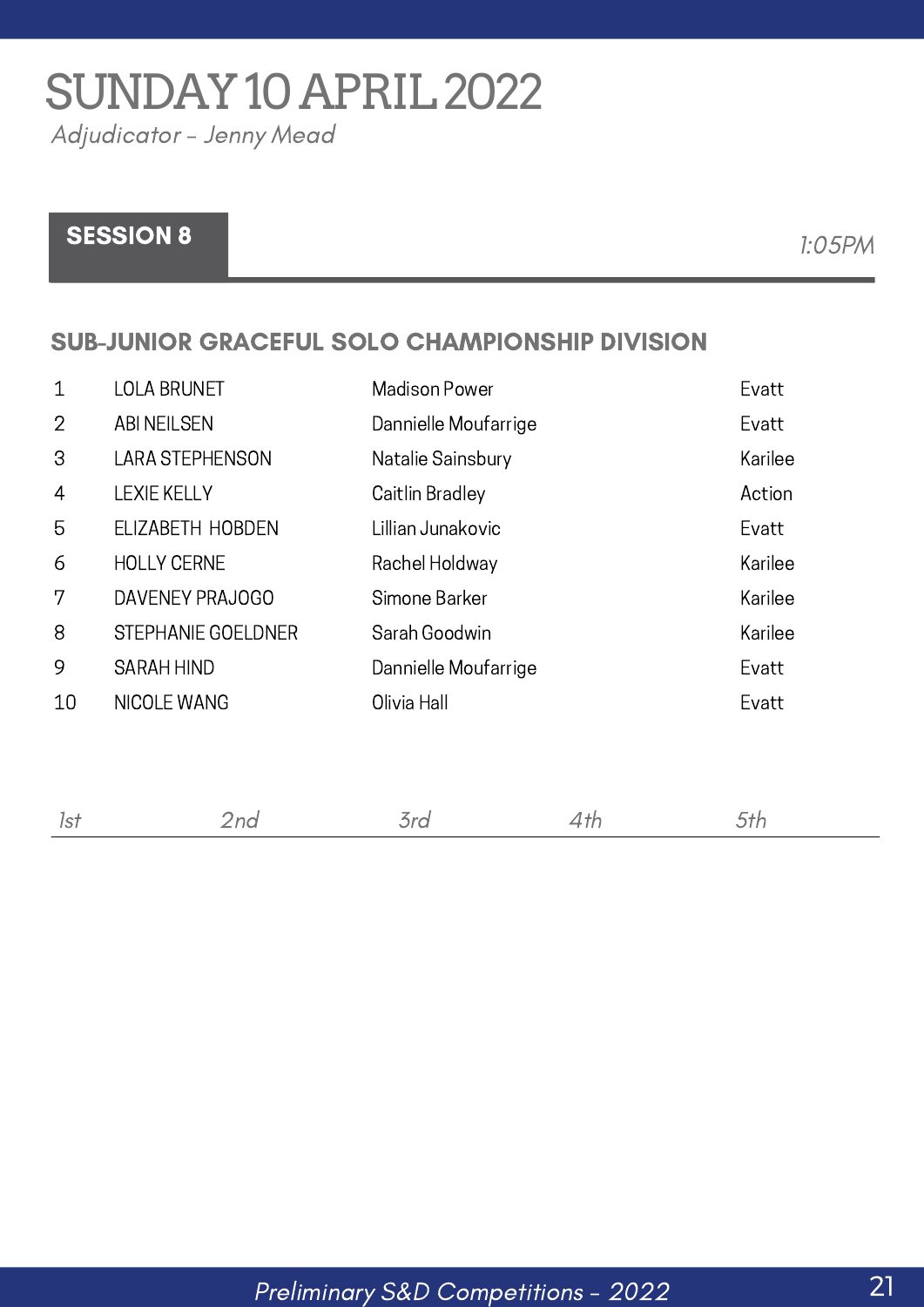# SUNDAY 10 APRIL 2022

*Adjudicator – Jenny Mead*

## SESSION 8

*1:05PM*

### SUB-JUNIOR GRACEFUL SOLO CHAMPIONSHIP DIVISION

| | | | |
|---|---|---|---|
| 1 | LOLA BRUNET | Madison Power | Evatt |
| 2 | ABI NEILSEN | Dannielle Moufarrige | Evatt |
| 3 | LARA STEPHENSON | Natalie Sainsbury | Karilee |
| 4 | LEXIE KELLY | Caitlin Bradley | Action |
| 5 | ELIZABETH HOBDEN | Lillian Junakovic | Evatt |
| 6 | HOLLY CERNE | Rachel Holdway | Karilee |
| 7 | DAVENEY PRAJOGO | Simone Barker | Karilee |
| 8 | STEPHANIE GOELDNER | Sarah Goodwin | Karilee |
| 9 | SARAH HIND | Dannielle Moufarrige | Evatt |
| 10 | NICOLE WANG | Olivia Hall | Evatt |

| *1st* | *2nd* | *3rd* | *4th* | *5th* |
|---|---|---|---|---|
| | | | | |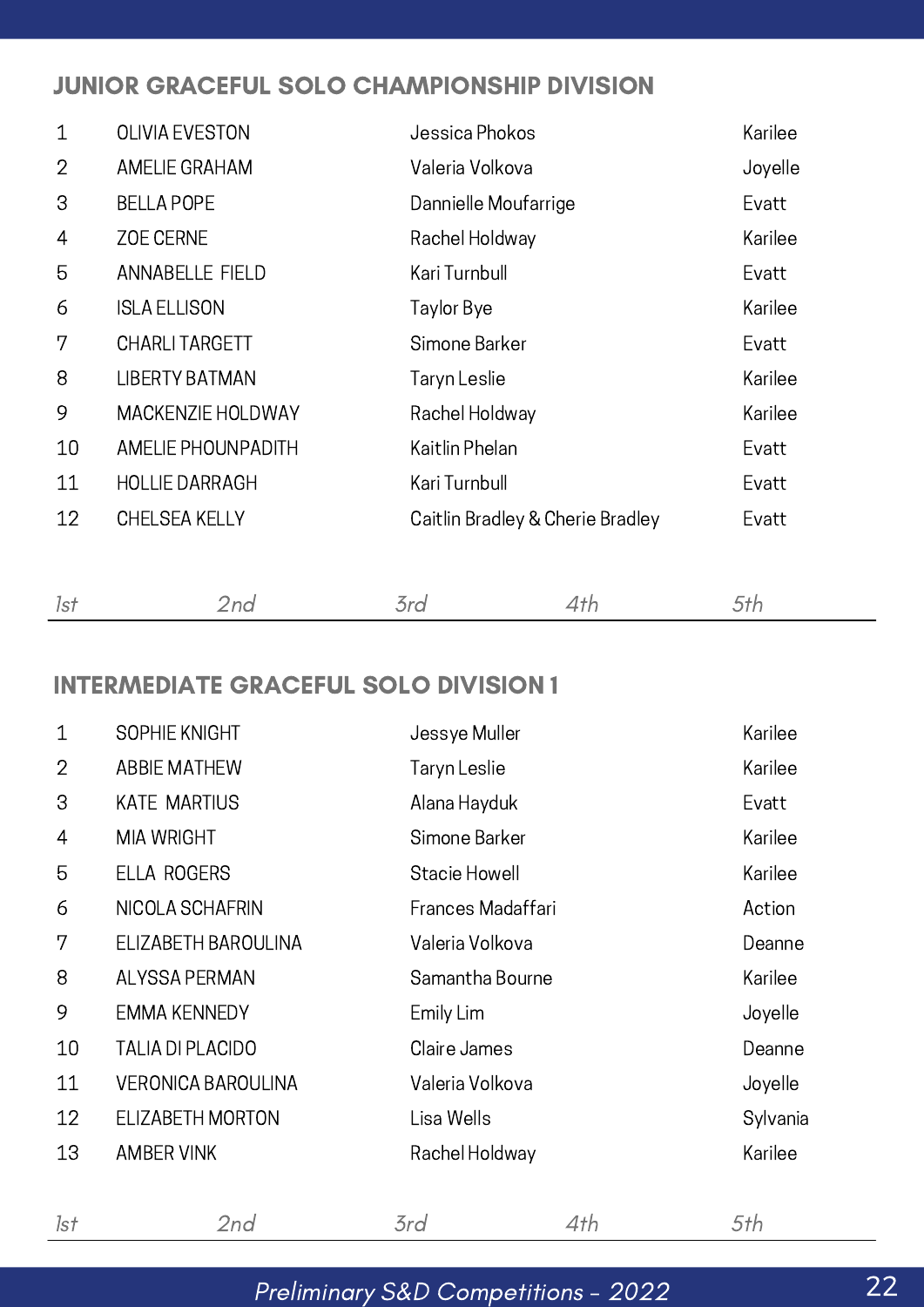## JUNIOR GRACEFUL SOLO CHAMPIONSHIP DIVISION

| | | | |
|---|---|---|---|
| 1 | OLIVIA EVESTON | Jessica Phokos | Karilee |
| 2 | AMELIE GRAHAM | Valeria Volkova | Joyelle |
| 3 | BELLA POPE | Dannielle Moufarrige | Evatt |
| 4 | ZOE CERNE | Rachel Holdway | Karilee |
| 5 | ANNABELLE FIELD | Kari Turnbull | Evatt |
| 6 | ISLA ELLISON | Taylor Bye | Karilee |
| 7 | CHARLI TARGETT | Simone Barker | Evatt |
| 8 | LIBERTY BATMAN | Taryn Leslie | Karilee |
| 9 | MACKENZIE HOLDWAY | Rachel Holdway | Karilee |
| 10 | AMELIE PHOUNPADITH | Kaitlin Phelan | Evatt |
| 11 | HOLLIE DARRAGH | Kari Turnbull | Evatt |
| 12 | CHELSEA KELLY | Caitlin Bradley & Cherie Bradley | Evatt |

*1st* *2nd* *3rd* *4th* *5th*

## INTERMEDIATE GRACEFUL SOLO DIVISION 1

| | | | |
|---|---|---|---|
| 1 | SOPHIE KNIGHT | Jessye Muller | Karilee |
| 2 | ABBIE MATHEW | Taryn Leslie | Karilee |
| 3 | KATE MARTIUS | Alana Hayduk | Evatt |
| 4 | MIA WRIGHT | Simone Barker | Karilee |
| 5 | ELLA ROGERS | Stacie Howell | Karilee |
| 6 | NICOLA SCHAFRIN | Frances Madaffari | Action |
| 7 | ELIZABETH BAROULINA | Valeria Volkova | Deanne |
| 8 | ALYSSA PERMAN | Samantha Bourne | Karilee |
| 9 | EMMA KENNEDY | Emily Lim | Joyelle |
| 10 | TALIA DI PLACIDO | Claire James | Deanne |
| 11 | VERONICA BAROULINA | Valeria Volkova | Joyelle |
| 12 | ELIZABETH MORTON | Lisa Wells | Sylvania |
| 13 | AMBER VINK | Rachel Holdway | Karilee |

*1st* *2nd* *3rd* *4th* *5th*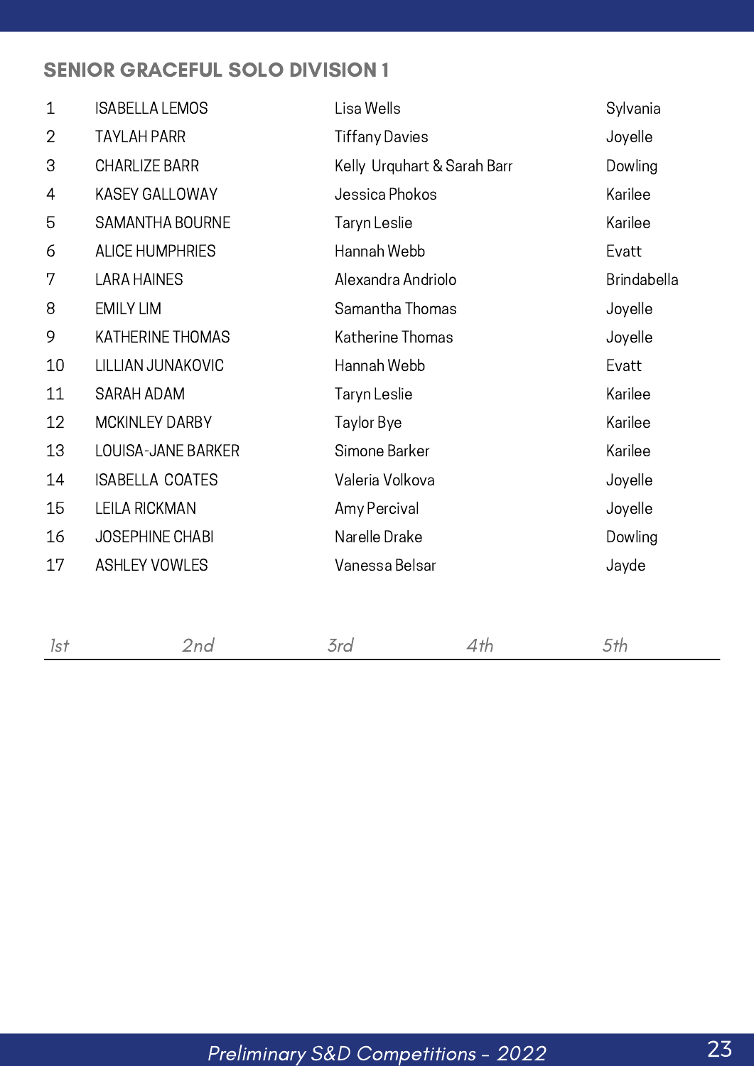## SENIOR GRACEFUL SOLO DIVISION 1

| | | | |
|---|---|---|---|
| 1 | ISABELLA LEMOS | Lisa Wells | Sylvania |
| 2 | TAYLAH PARR | Tiffany Davies | Joyelle |
| 3 | CHARLIZE BARR | Kelly Urquhart & Sarah Barr | Dowling |
| 4 | KASEY GALLOWAY | Jessica Phokos | Karilee |
| 5 | SAMANTHA BOURNE | Taryn Leslie | Karilee |
| 6 | ALICE HUMPHRIES | Hannah Webb | Evatt |
| 7 | LARA HAINES | Alexandra Andriolo | Brindabella |
| 8 | EMILY LIM | Samantha Thomas | Joyelle |
| 9 | KATHERINE THOMAS | Katherine Thomas | Joyelle |
| 10 | LILLIAN JUNAKOVIC | Hannah Webb | Evatt |
| 11 | SARAH ADAM | Taryn Leslie | Karilee |
| 12 | MCKINLEY DARBY | Taylor Bye | Karilee |
| 13 | LOUISA-JANE BARKER | Simone Barker | Karilee |
| 14 | ISABELLA COATES | Valeria Volkova | Joyelle |
| 15 | LEILA RICKMAN | Amy Percival | Joyelle |
| 16 | JOSEPHINE CHABI | Narelle Drake | Dowling |
| 17 | ASHLEY VOWLES | Vanessa Belsar | Jayde |

*1st* *2nd* *3rd* *4th* *5th*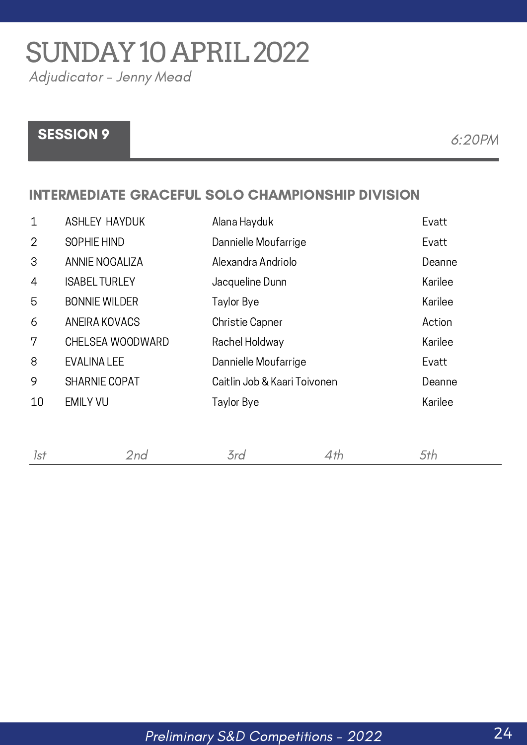# SUNDAY 10 APRIL 2022

*Adjudicator - Jenny Mead*

## SESSION 9

*6:20PM*

### INTERMEDIATE GRACEFUL SOLO CHAMPIONSHIP DIVISION

| | | | |
|---|---|---|---|
| 1 | ASHLEY HAYDUK | Alana Hayduk | Evatt |
| 2 | SOPHIE HIND | Dannielle Moufarrige | Evatt |
| 3 | ANNIE NOGALIZA | Alexandra Andriolo | Deanne |
| 4 | ISABEL TURLEY | Jacqueline Dunn | Karilee |
| 5 | BONNIE WILDER | Taylor Bye | Karilee |
| 6 | ANEIRA KOVACS | Christie Capner | Action |
| 7 | CHELSEA WOODWARD | Rachel Holdway | Karilee |
| 8 | EVALINA LEE | Dannielle Moufarrige | Evatt |
| 9 | SHARNIE COPAT | Caitlin Job & Kaari Toivonen | Deanne |
| 10 | EMILY VU | Taylor Bye | Karilee |

*1st* *2nd* *3rd* *4th* *5th*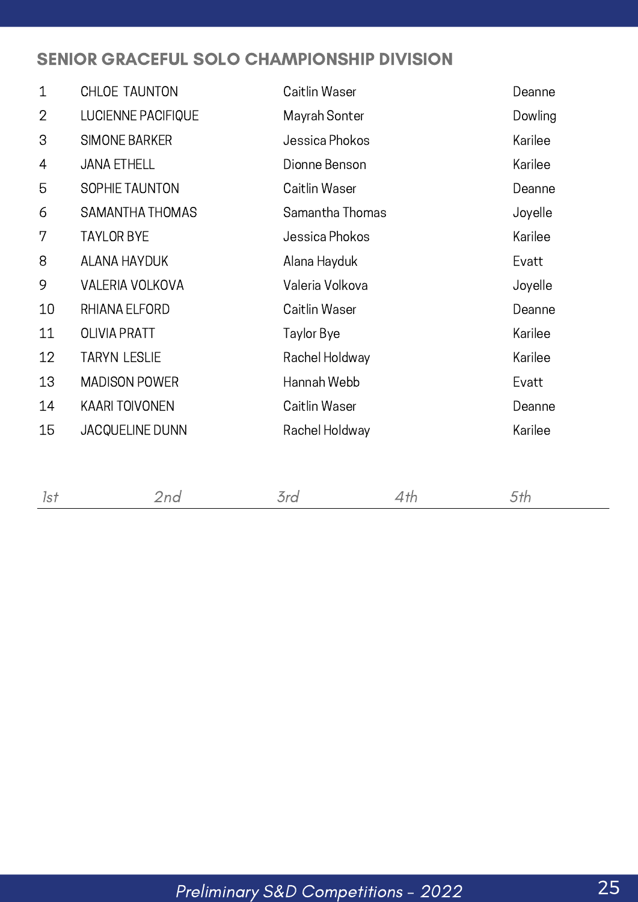## SENIOR GRACEFUL SOLO CHAMPIONSHIP DIVISION

| | | | |
|---|---|---|---|
| 1 | CHLOE TAUNTON | Caitlin Waser | Deanne |
| 2 | LUCIENNE PACIFIQUE | Mayrah Sonter | Dowling |
| 3 | SIMONE BARKER | Jessica Phokos | Karilee |
| 4 | JANA ETHELL | Dionne Benson | Karilee |
| 5 | SOPHIE TAUNTON | Caitlin Waser | Deanne |
| 6 | SAMANTHA THOMAS | Samantha Thomas | Joyelle |
| 7 | TAYLOR BYE | Jessica Phokos | Karilee |
| 8 | ALANA HAYDUK | Alana Hayduk | Evatt |
| 9 | VALERIA VOLKOVA | Valeria Volkova | Joyelle |
| 10 | RHIANA ELFORD | Caitlin Waser | Deanne |
| 11 | OLIVIA PRATT | Taylor Bye | Karilee |
| 12 | TARYN LESLIE | Rachel Holdway | Karilee |
| 13 | MADISON POWER | Hannah Webb | Evatt |
| 14 | KAARI TOIVONEN | Caitlin Waser | Deanne |
| 15 | JACQUELINE DUNN | Rachel Holdway | Karilee |

*1st* *2nd* *3rd* *4th* *5th*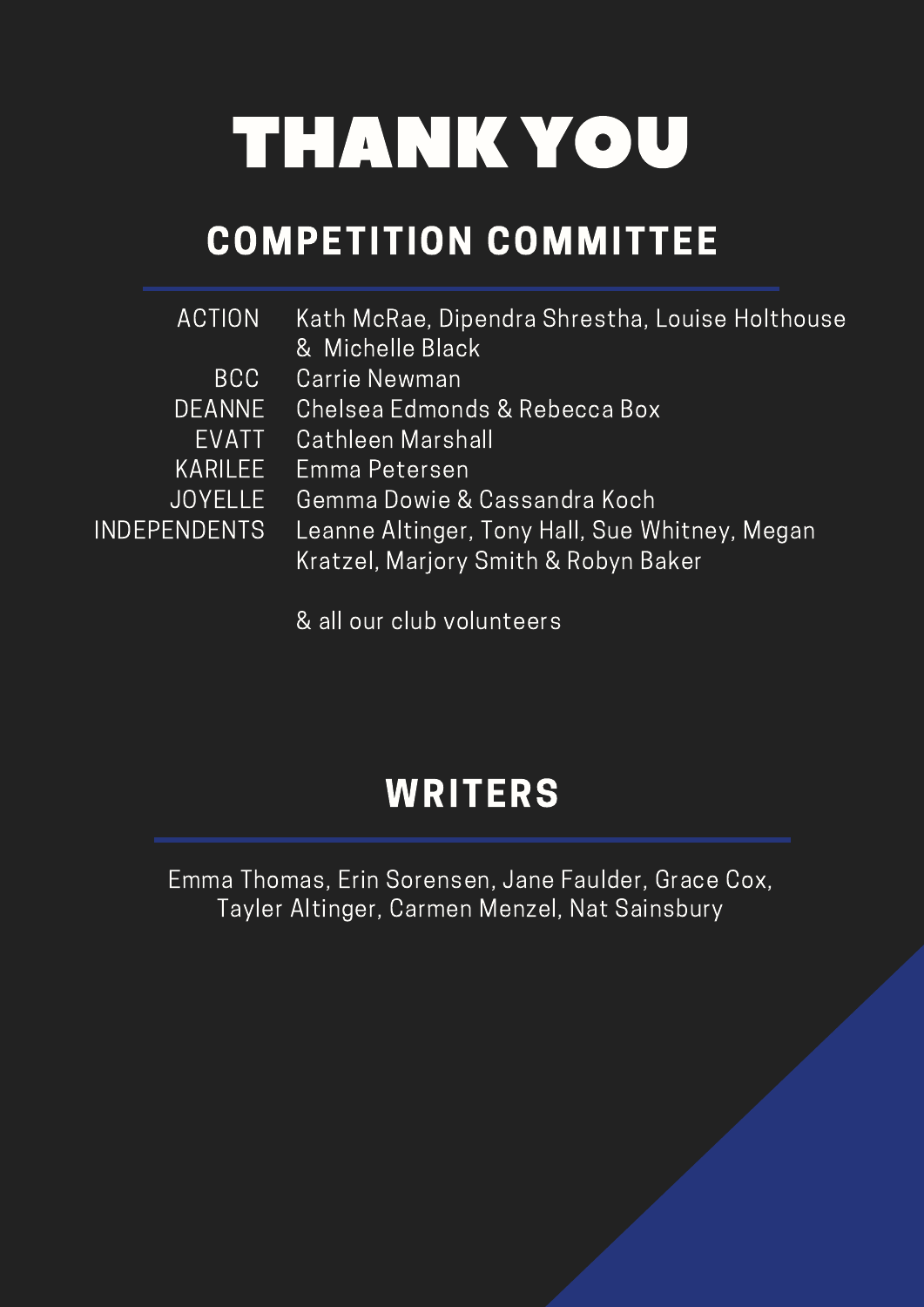# THANK YOU

## COMPETITION COMMITTEE

| | |
|---|---|
| ACTION | Kath McRae, Dipendra Shrestha, Louise Holthouse & Michelle Black |
| BCC | Carrie Newman |
| DEANNE | Chelsea Edmonds & Rebecca Box |
| EVATT | Cathleen Marshall |
| KARILEE | Emma Petersen |
| JOYELLE | Gemma Dowie & Cassandra Koch |
| INDEPENDENTS | Leanne Altinger, Tony Hall, Sue Whitney, Megan Kratzel, Marjory Smith & Robyn Baker |

& all our club volunteers

## WRITERS

Emma Thomas, Erin Sorensen, Jane Faulder, Grace Cox, Tayler Altinger, Carmen Menzel, Nat Sainsbury